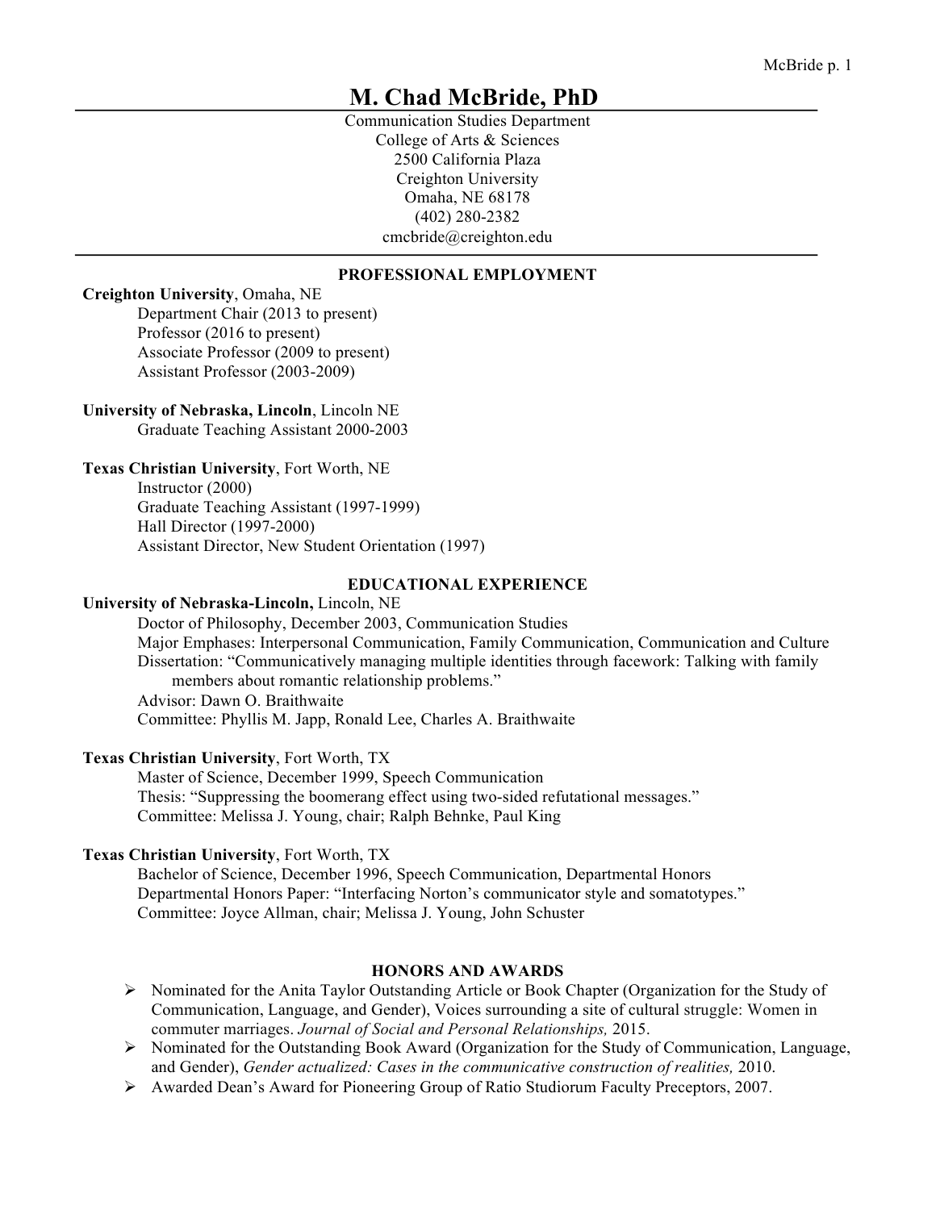# M. Chad McBride, PhD

Communication Studies Department
College of Arts & Sciences
2500 California Plaza
Creighton University
Omaha, NE 68178
(402) 280-2382
cmcbride@creighton.edu

## PROFESSIONAL EMPLOYMENT

**Creighton University**, Omaha, NE
- Department Chair (2013 to present)
- Professor (2016 to present)
- Associate Professor (2009 to present)
- Assistant Professor (2003-2009)

**University of Nebraska, Lincoln**, Lincoln NE
- Graduate Teaching Assistant 2000-2003

**Texas Christian University**, Fort Worth, NE
- Instructor (2000)
- Graduate Teaching Assistant (1997-1999)
- Hall Director (1997-2000)
- Assistant Director, New Student Orientation (1997)

## EDUCATIONAL EXPERIENCE

**University of Nebraska-Lincoln,** Lincoln, NE
- Doctor of Philosophy, December 2003, Communication Studies
- Major Emphases: Interpersonal Communication, Family Communication, Communication and Culture
- Dissertation: "Communicatively managing multiple identities through facework: Talking with family members about romantic relationship problems."
- Advisor: Dawn O. Braithwaite
- Committee: Phyllis M. Japp, Ronald Lee, Charles A. Braithwaite

**Texas Christian University**, Fort Worth, TX
- Master of Science, December 1999, Speech Communication
- Thesis: "Suppressing the boomerang effect using two-sided refutational messages."
- Committee: Melissa J. Young, chair; Ralph Behnke, Paul King

**Texas Christian University**, Fort Worth, TX
- Bachelor of Science, December 1996, Speech Communication, Departmental Honors
- Departmental Honors Paper: "Interfacing Norton's communicator style and somatotypes."
- Committee: Joyce Allman, chair; Melissa J. Young, John Schuster

## HONORS AND AWARDS

- Nominated for the Anita Taylor Outstanding Article or Book Chapter (Organization for the Study of Communication, Language, and Gender), Voices surrounding a site of cultural struggle: Women in commuter marriages. *Journal of Social and Personal Relationships,* 2015.
- Nominated for the Outstanding Book Award (Organization for the Study of Communication, Language, and Gender), *Gender actualized: Cases in the communicative construction of realities,* 2010.
- Awarded Dean's Award for Pioneering Group of Ratio Studiorum Faculty Preceptors, 2007.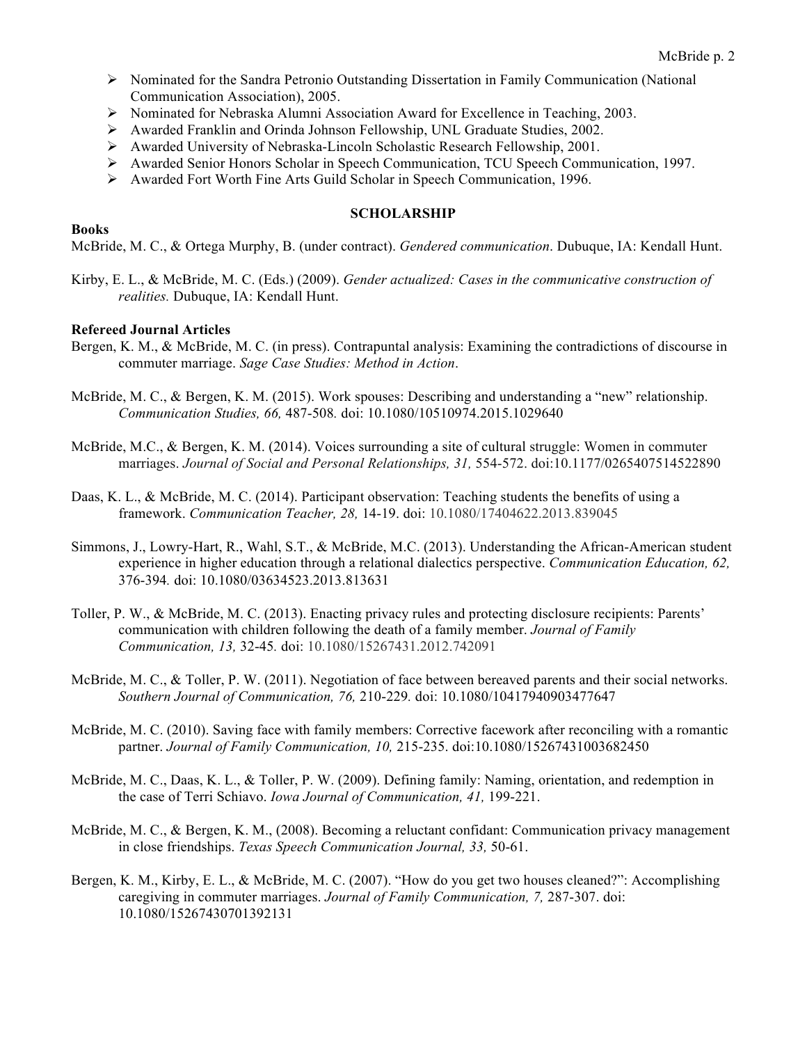- Nominated for the Sandra Petronio Outstanding Dissertation in Family Communication (National Communication Association), 2005.
- Nominated for Nebraska Alumni Association Award for Excellence in Teaching, 2003.
- Awarded Franklin and Orinda Johnson Fellowship, UNL Graduate Studies, 2002.
- Awarded University of Nebraska-Lincoln Scholastic Research Fellowship, 2001.
- Awarded Senior Honors Scholar in Speech Communication, TCU Speech Communication, 1997.
- Awarded Fort Worth Fine Arts Guild Scholar in Speech Communication, 1996.

## SCHOLARSHIP

**Books**

McBride, M. C., & Ortega Murphy, B. (under contract). *Gendered communication*. Dubuque, IA: Kendall Hunt.

Kirby, E. L., & McBride, M. C. (Eds.) (2009). *Gender actualized: Cases in the communicative construction of realities.* Dubuque, IA: Kendall Hunt.

**Refereed Journal Articles**

Bergen, K. M., & McBride, M. C. (in press). Contrapuntal analysis: Examining the contradictions of discourse in commuter marriage. *Sage Case Studies: Method in Action*.

McBride, M. C., & Bergen, K. M. (2015). Work spouses: Describing and understanding a "new" relationship. *Communication Studies, 66,* 487-508. doi: 10.1080/10510974.2015.1029640

McBride, M.C., & Bergen, K. M. (2014). Voices surrounding a site of cultural struggle: Women in commuter marriages. *Journal of Social and Personal Relationships, 31,* 554-572. doi:10.1177/0265407514522890

Daas, K. L., & McBride, M. C. (2014). Participant observation: Teaching students the benefits of using a framework. *Communication Teacher, 28,* 14-19. doi: 10.1080/17404622.2013.839045

Simmons, J., Lowry-Hart, R., Wahl, S.T., & McBride, M.C. (2013). Understanding the African-American student experience in higher education through a relational dialectics perspective. *Communication Education, 62,* 376-394. doi: 10.1080/03634523.2013.813631

Toller, P. W., & McBride, M. C. (2013). Enacting privacy rules and protecting disclosure recipients: Parents' communication with children following the death of a family member. *Journal of Family Communication, 13,* 32-45. doi: 10.1080/15267431.2012.742091

McBride, M. C., & Toller, P. W. (2011). Negotiation of face between bereaved parents and their social networks. *Southern Journal of Communication, 76,* 210-229. doi: 10.1080/10417940903477647

McBride, M. C. (2010). Saving face with family members: Corrective facework after reconciling with a romantic partner. *Journal of Family Communication, 10,* 215-235. doi:10.1080/15267431003682450

McBride, M. C., Daas, K. L., & Toller, P. W. (2009). Defining family: Naming, orientation, and redemption in the case of Terri Schiavo. *Iowa Journal of Communication, 41,* 199-221.

McBride, M. C., & Bergen, K. M., (2008). Becoming a reluctant confidant: Communication privacy management in close friendships. *Texas Speech Communication Journal, 33,* 50-61.

Bergen, K. M., Kirby, E. L., & McBride, M. C. (2007). "How do you get two houses cleaned?": Accomplishing caregiving in commuter marriages. *Journal of Family Communication, 7,* 287-307. doi: 10.1080/15267430701392131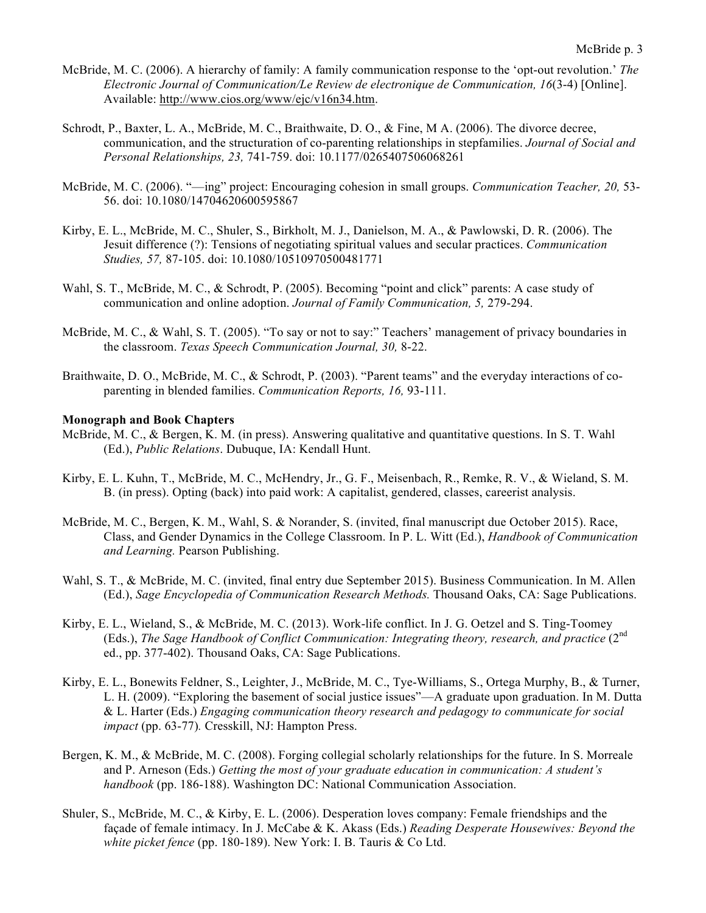McBride, M. C. (2006). A hierarchy of family: A family communication response to the 'opt-out revolution.' *The Electronic Journal of Communication/Le Review de electronique de Communication, 16*(3-4) [Online]. Available: http://www.cios.org/www/ejc/v16n34.htm.

Schrodt, P., Baxter, L. A., McBride, M. C., Braithwaite, D. O., & Fine, M A. (2006). The divorce decree, communication, and the structuration of co-parenting relationships in stepfamilies. *Journal of Social and Personal Relationships, 23,* 741-759. doi: 10.1177/0265407506068261

McBride, M. C. (2006). "—ing" project: Encouraging cohesion in small groups. *Communication Teacher, 20,* 53-56. doi: 10.1080/14704620600595867

Kirby, E. L., McBride, M. C., Shuler, S., Birkholt, M. J., Danielson, M. A., & Pawlowski, D. R. (2006). The Jesuit difference (?): Tensions of negotiating spiritual values and secular practices. *Communication Studies, 57,* 87-105. doi: 10.1080/10510970500481771

Wahl, S. T., McBride, M. C., & Schrodt, P. (2005). Becoming "point and click" parents: A case study of communication and online adoption. *Journal of Family Communication, 5,* 279-294.

McBride, M. C., & Wahl, S. T. (2005). "To say or not to say:" Teachers' management of privacy boundaries in the classroom. *Texas Speech Communication Journal, 30,* 8-22.

Braithwaite, D. O., McBride, M. C., & Schrodt, P. (2003). "Parent teams" and the everyday interactions of co-parenting in blended families. *Communication Reports, 16,* 93-111.

**Monograph and Book Chapters**

McBride, M. C., & Bergen, K. M. (in press). Answering qualitative and quantitative questions. In S. T. Wahl (Ed.), *Public Relations*. Dubuque, IA: Kendall Hunt.

Kirby, E. L. Kuhn, T., McBride, M. C., McHendry, Jr., G. F., Meisenbach, R., Remke, R. V., & Wieland, S. M. B. (in press). Opting (back) into paid work: A capitalist, gendered, classes, careerist analysis.

McBride, M. C., Bergen, K. M., Wahl, S. & Norander, S. (invited, final manuscript due October 2015). Race, Class, and Gender Dynamics in the College Classroom. In P. L. Witt (Ed.), *Handbook of Communication and Learning.* Pearson Publishing.

Wahl, S. T., & McBride, M. C. (invited, final entry due September 2015). Business Communication. In M. Allen (Ed.), *Sage Encyclopedia of Communication Research Methods.* Thousand Oaks, CA: Sage Publications.

Kirby, E. L., Wieland, S., & McBride, M. C. (2013). Work-life conflict. In J. G. Oetzel and S. Ting-Toomey (Eds.), *The Sage Handbook of Conflict Communication: Integrating theory, research, and practice* (2nd ed., pp. 377-402). Thousand Oaks, CA: Sage Publications.

Kirby, E. L., Bonewits Feldner, S., Leighter, J., McBride, M. C., Tye-Williams, S., Ortega Murphy, B., & Turner, L. H. (2009). "Exploring the basement of social justice issues"—A graduate upon graduation. In M. Dutta & L. Harter (Eds.) *Engaging communication theory research and pedagogy to communicate for social impact* (pp. 63-77)*.* Cresskill, NJ: Hampton Press.

Bergen, K. M., & McBride, M. C. (2008). Forging collegial scholarly relationships for the future. In S. Morreale and P. Arneson (Eds.) *Getting the most of your graduate education in communication: A student's handbook* (pp. 186-188). Washington DC: National Communication Association.

Shuler, S., McBride, M. C., & Kirby, E. L. (2006). Desperation loves company: Female friendships and the façade of female intimacy. In J. McCabe & K. Akass (Eds.) *Reading Desperate Housewives: Beyond the white picket fence* (pp. 180-189). New York: I. B. Tauris & Co Ltd.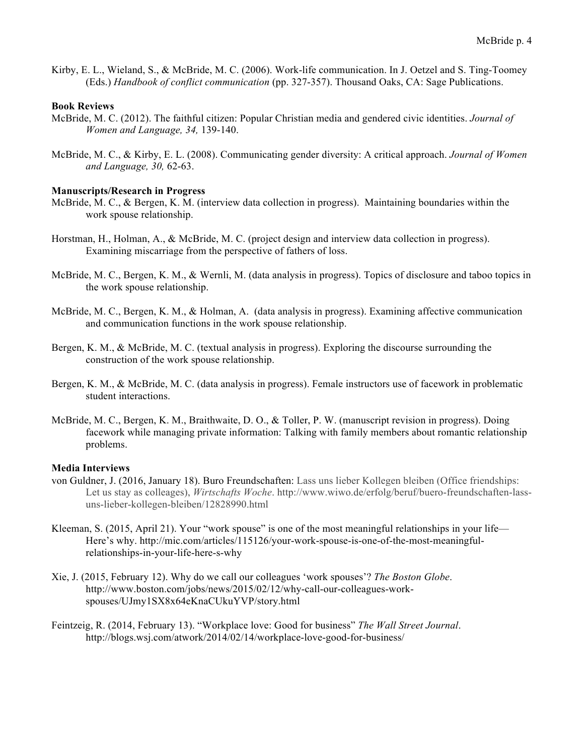Kirby, E. L., Wieland, S., & McBride, M. C. (2006). Work-life communication. In J. Oetzel and S. Ting-Toomey (Eds.) *Handbook of conflict communication* (pp. 327-357). Thousand Oaks, CA: Sage Publications.

**Book Reviews**

McBride, M. C. (2012). The faithful citizen: Popular Christian media and gendered civic identities. *Journal of Women and Language, 34,* 139-140.

McBride, M. C., & Kirby, E. L. (2008). Communicating gender diversity: A critical approach. *Journal of Women and Language, 30,* 62-63.

**Manuscripts/Research in Progress**

McBride, M. C., & Bergen, K. M. (interview data collection in progress). Maintaining boundaries within the work spouse relationship.

Horstman, H., Holman, A., & McBride, M. C. (project design and interview data collection in progress). Examining miscarriage from the perspective of fathers of loss.

McBride, M. C., Bergen, K. M., & Wernli, M. (data analysis in progress). Topics of disclosure and taboo topics in the work spouse relationship.

McBride, M. C., Bergen, K. M., & Holman, A. (data analysis in progress). Examining affective communication and communication functions in the work spouse relationship.

Bergen, K. M., & McBride, M. C. (textual analysis in progress). Exploring the discourse surrounding the construction of the work spouse relationship.

Bergen, K. M., & McBride, M. C. (data analysis in progress). Female instructors use of facework in problematic student interactions.

McBride, M. C., Bergen, K. M., Braithwaite, D. O., & Toller, P. W. (manuscript revision in progress). Doing facework while managing private information: Talking with family members about romantic relationship problems.

**Media Interviews**

von Guldner, J. (2016, January 18). Buro Freundschaften: Lass uns lieber Kollegen bleiben (Office friendships: Let us stay as colleages), *Wirtschafts Woche*. http://www.wiwo.de/erfolg/beruf/buero-freundschaften-lass-uns-lieber-kollegen-bleiben/12828990.html

Kleeman, S. (2015, April 21). Your "work spouse" is one of the most meaningful relationships in your life—Here's why. http://mic.com/articles/115126/your-work-spouse-is-one-of-the-most-meaningful-relationships-in-your-life-here-s-why

Xie, J. (2015, February 12). Why do we call our colleagues 'work spouses'? *The Boston Globe*. http://www.boston.com/jobs/news/2015/02/12/why-call-our-colleagues-work-spouses/UJmy1SX8x64eKnaCUkuYVP/story.html

Feintzeig, R. (2014, February 13). "Workplace love: Good for business" *The Wall Street Journal*. http://blogs.wsj.com/atwork/2014/02/14/workplace-love-good-for-business/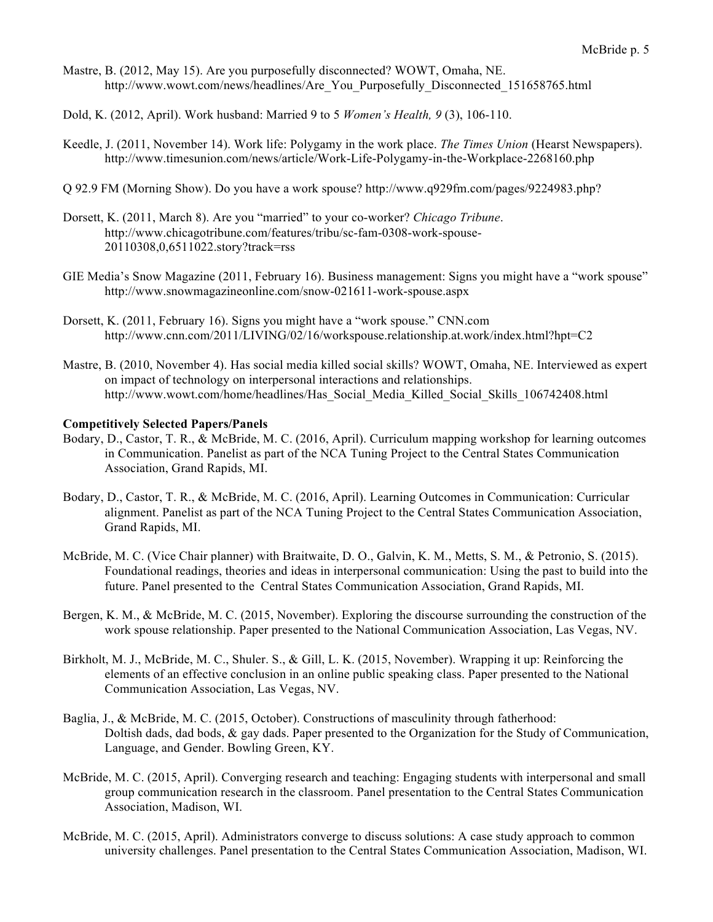Mastre, B. (2012, May 15). Are you purposefully disconnected? WOWT, Omaha, NE. http://www.wowt.com/news/headlines/Are_You_Purposefully_Disconnected_151658765.html

Dold, K. (2012, April). Work husband: Married 9 to 5 *Women's Health, 9* (3), 106-110.

Keedle, J. (2011, November 14). Work life: Polygamy in the work place. *The Times Union* (Hearst Newspapers). http://www.timesunion.com/news/article/Work-Life-Polygamy-in-the-Workplace-2268160.php

Q 92.9 FM (Morning Show). Do you have a work spouse? http://www.q929fm.com/pages/9224983.php?

Dorsett, K. (2011, March 8). Are you "married" to your co-worker? *Chicago Tribune*. http://www.chicagotribune.com/features/tribu/sc-fam-0308-work-spouse-20110308,0,6511022.story?track=rss

GIE Media's Snow Magazine (2011, February 16). Business management: Signs you might have a "work spouse" http://www.snowmagazineonline.com/snow-021611-work-spouse.aspx

Dorsett, K. (2011, February 16). Signs you might have a "work spouse." CNN.com http://www.cnn.com/2011/LIVING/02/16/workspouse.relationship.at.work/index.html?hpt=C2

Mastre, B. (2010, November 4). Has social media killed social skills? WOWT, Omaha, NE. Interviewed as expert on impact of technology on interpersonal interactions and relationships. http://www.wowt.com/home/headlines/Has_Social_Media_Killed_Social_Skills_106742408.html

**Competitively Selected Papers/Panels**

Bodary, D., Castor, T. R., & McBride, M. C. (2016, April). Curriculum mapping workshop for learning outcomes in Communication. Panelist as part of the NCA Tuning Project to the Central States Communication Association, Grand Rapids, MI.

Bodary, D., Castor, T. R., & McBride, M. C. (2016, April). Learning Outcomes in Communication: Curricular alignment. Panelist as part of the NCA Tuning Project to the Central States Communication Association, Grand Rapids, MI.

McBride, M. C. (Vice Chair planner) with Braitwaite, D. O., Galvin, K. M., Metts, S. M., & Petronio, S. (2015). Foundational readings, theories and ideas in interpersonal communication: Using the past to build into the future. Panel presented to the Central States Communication Association, Grand Rapids, MI.

Bergen, K. M., & McBride, M. C. (2015, November). Exploring the discourse surrounding the construction of the work spouse relationship. Paper presented to the National Communication Association, Las Vegas, NV.

Birkholt, M. J., McBride, M. C., Shuler. S., & Gill, L. K. (2015, November). Wrapping it up: Reinforcing the elements of an effective conclusion in an online public speaking class. Paper presented to the National Communication Association, Las Vegas, NV.

Baglia, J., & McBride, M. C. (2015, October). Constructions of masculinity through fatherhood: Doltish dads, dad bods, & gay dads. Paper presented to the Organization for the Study of Communication, Language, and Gender. Bowling Green, KY.

McBride, M. C. (2015, April). Converging research and teaching: Engaging students with interpersonal and small group communication research in the classroom. Panel presentation to the Central States Communication Association, Madison, WI.

McBride, M. C. (2015, April). Administrators converge to discuss solutions: A case study approach to common university challenges. Panel presentation to the Central States Communication Association, Madison, WI.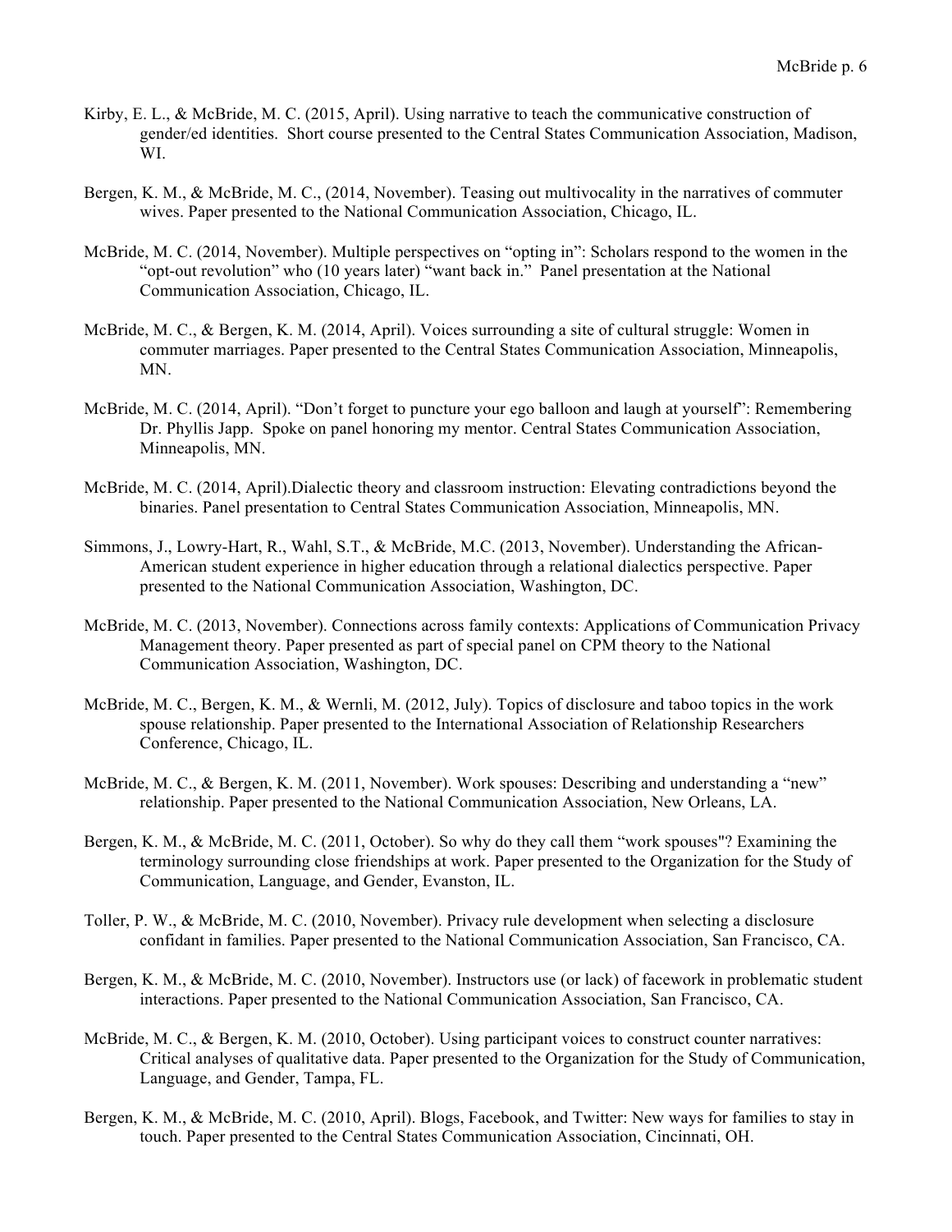Kirby, E. L., & McBride, M. C. (2015, April). Using narrative to teach the communicative construction of gender/ed identities. Short course presented to the Central States Communication Association, Madison, WI.

Bergen, K. M., & McBride, M. C., (2014, November). Teasing out multivocality in the narratives of commuter wives. Paper presented to the National Communication Association, Chicago, IL.

McBride, M. C. (2014, November). Multiple perspectives on "opting in": Scholars respond to the women in the "opt-out revolution" who (10 years later) "want back in." Panel presentation at the National Communication Association, Chicago, IL.

McBride, M. C., & Bergen, K. M. (2014, April). Voices surrounding a site of cultural struggle: Women in commuter marriages. Paper presented to the Central States Communication Association, Minneapolis, MN.

McBride, M. C. (2014, April). "Don't forget to puncture your ego balloon and laugh at yourself": Remembering Dr. Phyllis Japp. Spoke on panel honoring my mentor. Central States Communication Association, Minneapolis, MN.

McBride, M. C. (2014, April).Dialectic theory and classroom instruction: Elevating contradictions beyond the binaries. Panel presentation to Central States Communication Association, Minneapolis, MN.

Simmons, J., Lowry-Hart, R., Wahl, S.T., & McBride, M.C. (2013, November). Understanding the African-American student experience in higher education through a relational dialectics perspective. Paper presented to the National Communication Association, Washington, DC.

McBride, M. C. (2013, November). Connections across family contexts: Applications of Communication Privacy Management theory. Paper presented as part of special panel on CPM theory to the National Communication Association, Washington, DC.

McBride, M. C., Bergen, K. M., & Wernli, M. (2012, July). Topics of disclosure and taboo topics in the work spouse relationship. Paper presented to the International Association of Relationship Researchers Conference, Chicago, IL.

McBride, M. C., & Bergen, K. M. (2011, November). Work spouses: Describing and understanding a "new" relationship. Paper presented to the National Communication Association, New Orleans, LA.

Bergen, K. M., & McBride, M. C. (2011, October). So why do they call them "work spouses"? Examining the terminology surrounding close friendships at work. Paper presented to the Organization for the Study of Communication, Language, and Gender, Evanston, IL.

Toller, P. W., & McBride, M. C. (2010, November). Privacy rule development when selecting a disclosure confidant in families. Paper presented to the National Communication Association, San Francisco, CA.

Bergen, K. M., & McBride, M. C. (2010, November). Instructors use (or lack) of facework in problematic student interactions. Paper presented to the National Communication Association, San Francisco, CA.

McBride, M. C., & Bergen, K. M. (2010, October). Using participant voices to construct counter narratives: Critical analyses of qualitative data. Paper presented to the Organization for the Study of Communication, Language, and Gender, Tampa, FL.

Bergen, K. M., & McBride, M. C. (2010, April). Blogs, Facebook, and Twitter: New ways for families to stay in touch. Paper presented to the Central States Communication Association, Cincinnati, OH.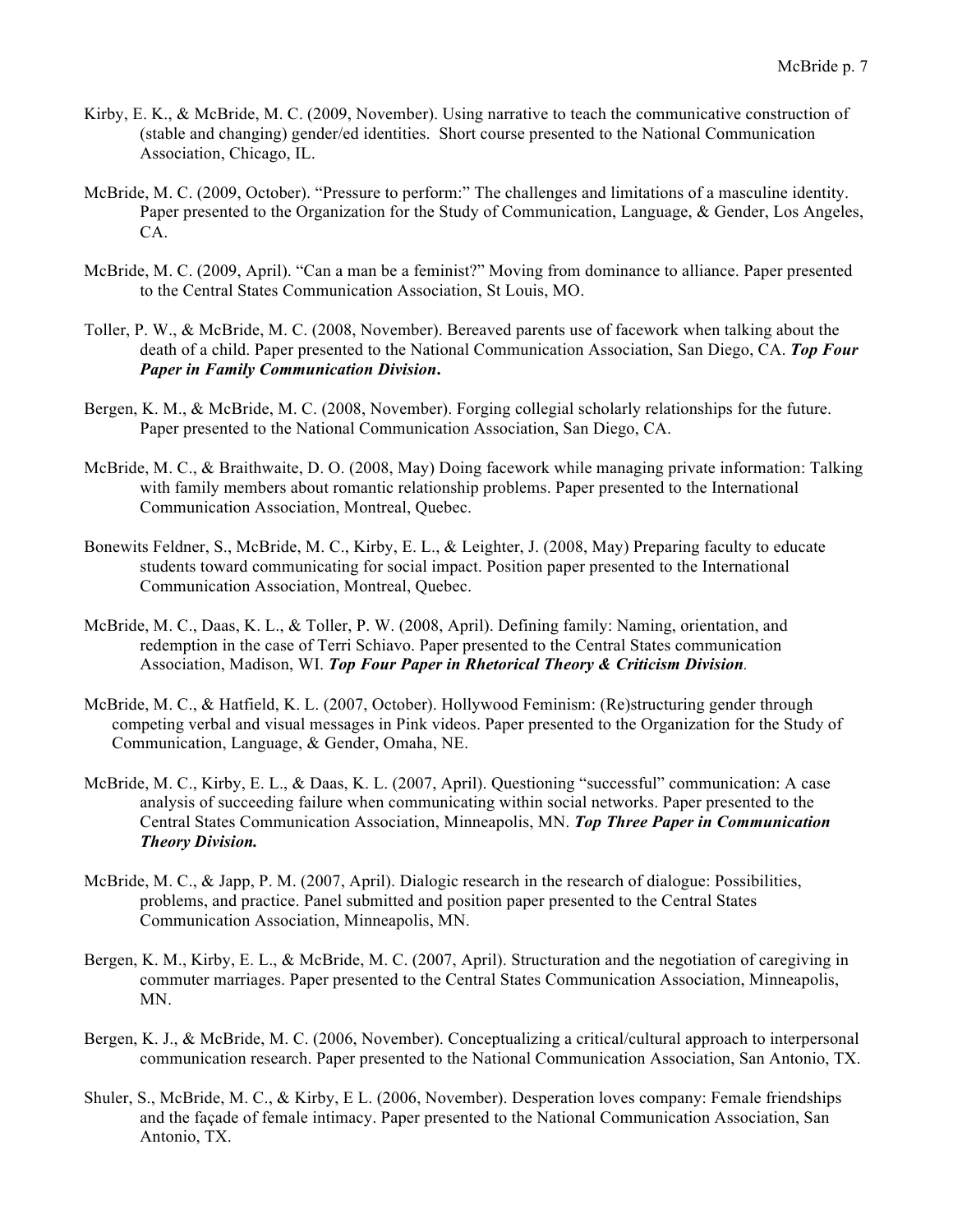Kirby, E. K., & McBride, M. C. (2009, November). Using narrative to teach the communicative construction of (stable and changing) gender/ed identities. Short course presented to the National Communication Association, Chicago, IL.

McBride, M. C. (2009, October). "Pressure to perform:" The challenges and limitations of a masculine identity. Paper presented to the Organization for the Study of Communication, Language, & Gender, Los Angeles, CA.

McBride, M. C. (2009, April). "Can a man be a feminist?" Moving from dominance to alliance. Paper presented to the Central States Communication Association, St Louis, MO.

Toller, P. W., & McBride, M. C. (2008, November). Bereaved parents use of facework when talking about the death of a child. Paper presented to the National Communication Association, San Diego, CA. ***Top Four Paper in Family Communication Division*.**

Bergen, K. M., & McBride, M. C. (2008, November). Forging collegial scholarly relationships for the future. Paper presented to the National Communication Association, San Diego, CA.

McBride, M. C., & Braithwaite, D. O. (2008, May) Doing facework while managing private information: Talking with family members about romantic relationship problems. Paper presented to the International Communication Association, Montreal, Quebec.

Bonewits Feldner, S., McBride, M. C., Kirby, E. L., & Leighter, J. (2008, May) Preparing faculty to educate students toward communicating for social impact. Position paper presented to the International Communication Association, Montreal, Quebec.

McBride, M. C., Daas, K. L., & Toller, P. W. (2008, April). Defining family: Naming, orientation, and redemption in the case of Terri Schiavo. Paper presented to the Central States communication Association, Madison, WI. ***Top Four Paper in Rhetorical Theory & Criticism Division***.

McBride, M. C., & Hatfield, K. L. (2007, October). Hollywood Feminism: (Re)structuring gender through competing verbal and visual messages in Pink videos. Paper presented to the Organization for the Study of Communication, Language, & Gender, Omaha, NE.

McBride, M. C., Kirby, E. L., & Daas, K. L. (2007, April). Questioning "successful" communication: A case analysis of succeeding failure when communicating within social networks. Paper presented to the Central States Communication Association, Minneapolis, MN. ***Top Three Paper in Communication Theory Division.***

McBride, M. C., & Japp, P. M. (2007, April). Dialogic research in the research of dialogue: Possibilities, problems, and practice. Panel submitted and position paper presented to the Central States Communication Association, Minneapolis, MN.

Bergen, K. M., Kirby, E. L., & McBride, M. C. (2007, April). Structuration and the negotiation of caregiving in commuter marriages. Paper presented to the Central States Communication Association, Minneapolis, MN.

Bergen, K. J., & McBride, M. C. (2006, November). Conceptualizing a critical/cultural approach to interpersonal communication research. Paper presented to the National Communication Association, San Antonio, TX.

Shuler, S., McBride, M. C., & Kirby, E L. (2006, November). Desperation loves company: Female friendships and the façade of female intimacy. Paper presented to the National Communication Association, San Antonio, TX.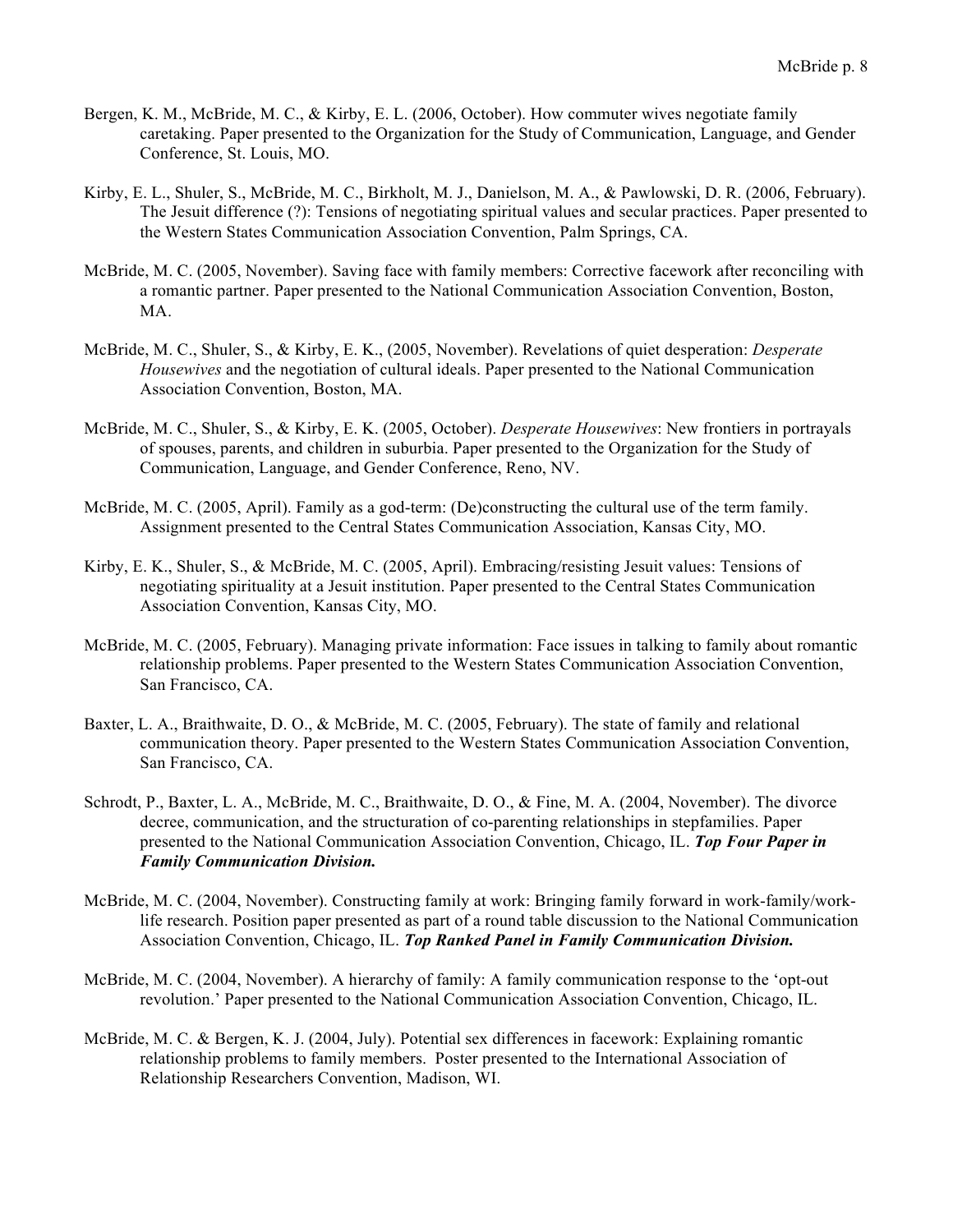Bergen, K. M., McBride, M. C., & Kirby, E. L. (2006, October). How commuter wives negotiate family caretaking. Paper presented to the Organization for the Study of Communication, Language, and Gender Conference, St. Louis, MO.

Kirby, E. L., Shuler, S., McBride, M. C., Birkholt, M. J., Danielson, M. A., & Pawlowski, D. R. (2006, February). The Jesuit difference (?): Tensions of negotiating spiritual values and secular practices. Paper presented to the Western States Communication Association Convention, Palm Springs, CA.

McBride, M. C. (2005, November). Saving face with family members: Corrective facework after reconciling with a romantic partner. Paper presented to the National Communication Association Convention, Boston, MA.

McBride, M. C., Shuler, S., & Kirby, E. K., (2005, November). Revelations of quiet desperation: *Desperate Housewives* and the negotiation of cultural ideals. Paper presented to the National Communication Association Convention, Boston, MA.

McBride, M. C., Shuler, S., & Kirby, E. K. (2005, October). *Desperate Housewives*: New frontiers in portrayals of spouses, parents, and children in suburbia. Paper presented to the Organization for the Study of Communication, Language, and Gender Conference, Reno, NV.

McBride, M. C. (2005, April). Family as a god-term: (De)constructing the cultural use of the term family. Assignment presented to the Central States Communication Association, Kansas City, MO.

Kirby, E. K., Shuler, S., & McBride, M. C. (2005, April). Embracing/resisting Jesuit values: Tensions of negotiating spirituality at a Jesuit institution. Paper presented to the Central States Communication Association Convention, Kansas City, MO.

McBride, M. C. (2005, February). Managing private information: Face issues in talking to family about romantic relationship problems. Paper presented to the Western States Communication Association Convention, San Francisco, CA.

Baxter, L. A., Braithwaite, D. O., & McBride, M. C. (2005, February). The state of family and relational communication theory. Paper presented to the Western States Communication Association Convention, San Francisco, CA.

Schrodt, P., Baxter, L. A., McBride, M. C., Braithwaite, D. O., & Fine, M. A. (2004, November). The divorce decree, communication, and the structuration of co-parenting relationships in stepfamilies. Paper presented to the National Communication Association Convention, Chicago, IL. ***Top Four Paper in Family Communication Division.***

McBride, M. C. (2004, November). Constructing family at work: Bringing family forward in work-family/work-life research. Position paper presented as part of a round table discussion to the National Communication Association Convention, Chicago, IL. ***Top Ranked Panel in Family Communication Division.***

McBride, M. C. (2004, November). A hierarchy of family: A family communication response to the 'opt-out revolution.' Paper presented to the National Communication Association Convention, Chicago, IL.

McBride, M. C. & Bergen, K. J. (2004, July). Potential sex differences in facework: Explaining romantic relationship problems to family members. Poster presented to the International Association of Relationship Researchers Convention, Madison, WI.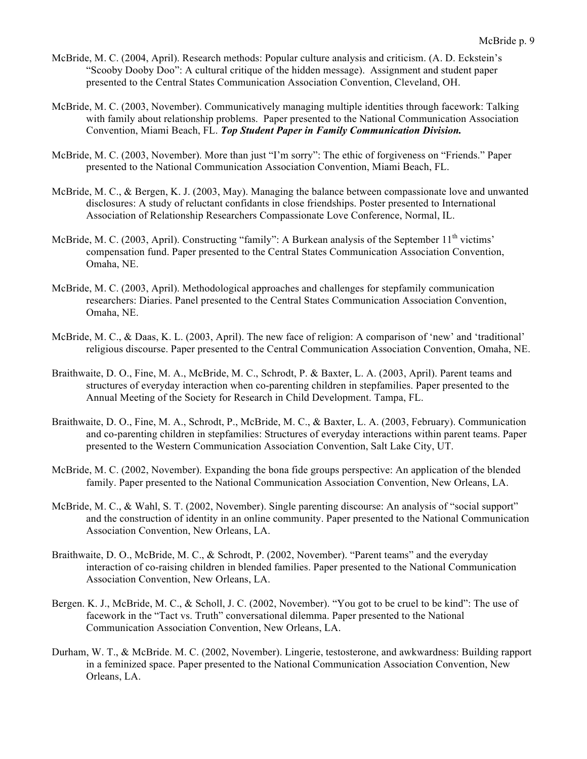McBride, M. C. (2004, April). Research methods: Popular culture analysis and criticism. (A. D. Eckstein's "Scooby Dooby Doo": A cultural critique of the hidden message). Assignment and student paper presented to the Central States Communication Association Convention, Cleveland, OH.

McBride, M. C. (2003, November). Communicatively managing multiple identities through facework: Talking with family about relationship problems. Paper presented to the National Communication Association Convention, Miami Beach, FL. ***Top Student Paper in Family Communication Division.***

McBride, M. C. (2003, November). More than just "I'm sorry": The ethic of forgiveness on "Friends." Paper presented to the National Communication Association Convention, Miami Beach, FL.

McBride, M. C., & Bergen, K. J. (2003, May). Managing the balance between compassionate love and unwanted disclosures: A study of reluctant confidants in close friendships. Poster presented to International Association of Relationship Researchers Compassionate Love Conference, Normal, IL.

McBride, M. C. (2003, April). Constructing "family": A Burkean analysis of the September 11th victims' compensation fund. Paper presented to the Central States Communication Association Convention, Omaha, NE.

McBride, M. C. (2003, April). Methodological approaches and challenges for stepfamily communication researchers: Diaries. Panel presented to the Central States Communication Association Convention, Omaha, NE.

McBride, M. C., & Daas, K. L. (2003, April). The new face of religion: A comparison of 'new' and 'traditional' religious discourse. Paper presented to the Central Communication Association Convention, Omaha, NE.

Braithwaite, D. O., Fine, M. A., McBride, M. C., Schrodt, P. & Baxter, L. A. (2003, April). Parent teams and structures of everyday interaction when co-parenting children in stepfamilies. Paper presented to the Annual Meeting of the Society for Research in Child Development. Tampa, FL.

Braithwaite, D. O., Fine, M. A., Schrodt, P., McBride, M. C., & Baxter, L. A. (2003, February). Communication and co-parenting children in stepfamilies: Structures of everyday interactions within parent teams. Paper presented to the Western Communication Association Convention, Salt Lake City, UT.

McBride, M. C. (2002, November). Expanding the bona fide groups perspective: An application of the blended family. Paper presented to the National Communication Association Convention, New Orleans, LA.

McBride, M. C., & Wahl, S. T. (2002, November). Single parenting discourse: An analysis of "social support" and the construction of identity in an online community. Paper presented to the National Communication Association Convention, New Orleans, LA.

Braithwaite, D. O., McBride, M. C., & Schrodt, P. (2002, November). "Parent teams" and the everyday interaction of co-raising children in blended families. Paper presented to the National Communication Association Convention, New Orleans, LA.

Bergen. K. J., McBride, M. C., & Scholl, J. C. (2002, November). "You got to be cruel to be kind": The use of facework in the "Tact vs. Truth" conversational dilemma. Paper presented to the National Communication Association Convention, New Orleans, LA.

Durham, W. T., & McBride. M. C. (2002, November). Lingerie, testosterone, and awkwardness: Building rapport in a feminized space. Paper presented to the National Communication Association Convention, New Orleans, LA.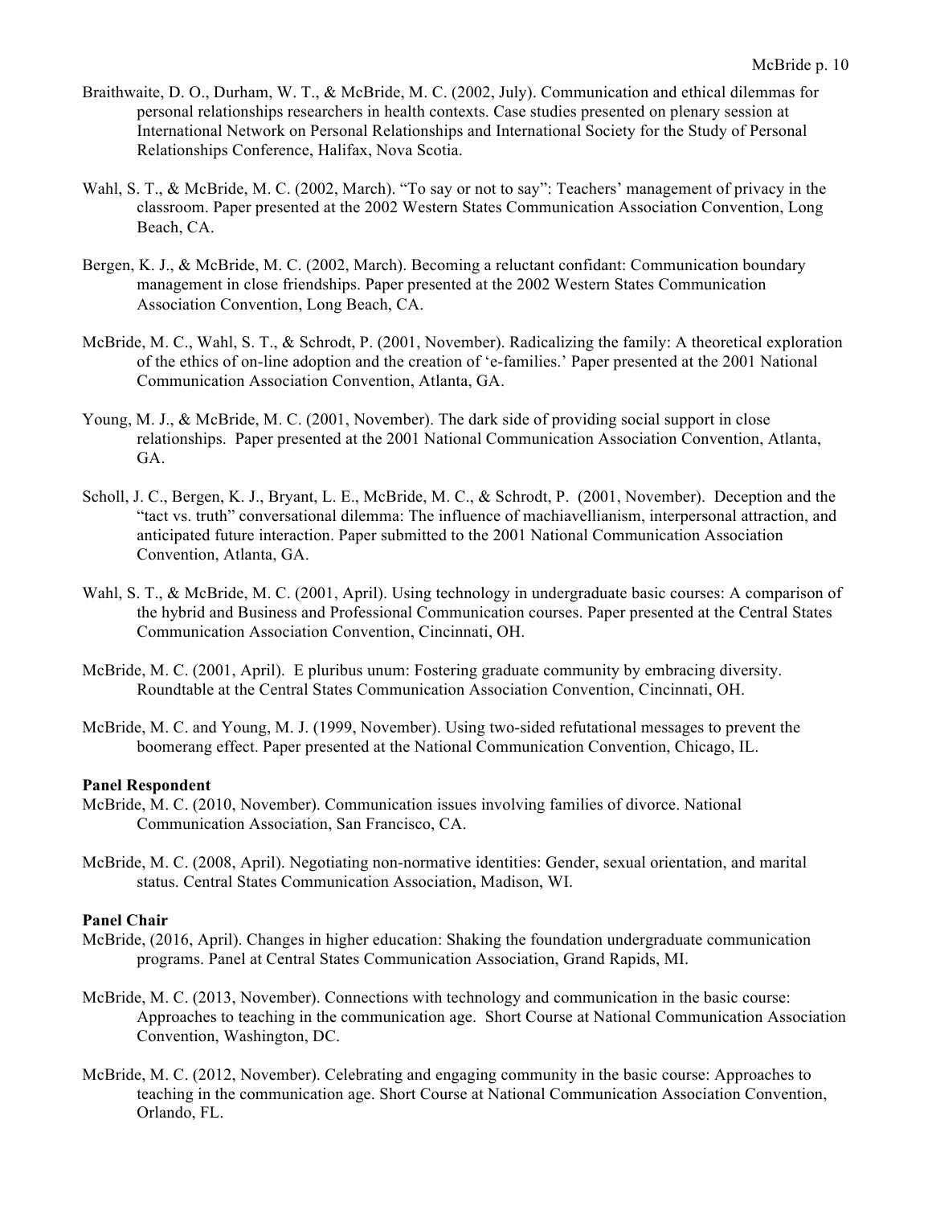Braithwaite, D. O., Durham, W. T., & McBride, M. C. (2002, July). Communication and ethical dilemmas for personal relationships researchers in health contexts. Case studies presented on plenary session at International Network on Personal Relationships and International Society for the Study of Personal Relationships Conference, Halifax, Nova Scotia.

Wahl, S. T., & McBride, M. C. (2002, March). "To say or not to say": Teachers' management of privacy in the classroom. Paper presented at the 2002 Western States Communication Association Convention, Long Beach, CA.

Bergen, K. J., & McBride, M. C. (2002, March). Becoming a reluctant confidant: Communication boundary management in close friendships. Paper presented at the 2002 Western States Communication Association Convention, Long Beach, CA.

McBride, M. C., Wahl, S. T., & Schrodt, P. (2001, November). Radicalizing the family: A theoretical exploration of the ethics of on-line adoption and the creation of 'e-families.' Paper presented at the 2001 National Communication Association Convention, Atlanta, GA.

Young, M. J., & McBride, M. C. (2001, November). The dark side of providing social support in close relationships. Paper presented at the 2001 National Communication Association Convention, Atlanta, GA.

Scholl, J. C., Bergen, K. J., Bryant, L. E., McBride, M. C., & Schrodt, P. (2001, November). Deception and the "tact vs. truth" conversational dilemma: The influence of machiavellianism, interpersonal attraction, and anticipated future interaction. Paper submitted to the 2001 National Communication Association Convention, Atlanta, GA.

Wahl, S. T., & McBride, M. C. (2001, April). Using technology in undergraduate basic courses: A comparison of the hybrid and Business and Professional Communication courses. Paper presented at the Central States Communication Association Convention, Cincinnati, OH.

McBride, M. C. (2001, April). E pluribus unum: Fostering graduate community by embracing diversity. Roundtable at the Central States Communication Association Convention, Cincinnati, OH.

McBride, M. C. and Young, M. J. (1999, November). Using two-sided refutational messages to prevent the boomerang effect. Paper presented at the National Communication Convention, Chicago, IL.

**Panel Respondent**

McBride, M. C. (2010, November). Communication issues involving families of divorce. National Communication Association, San Francisco, CA.

McBride, M. C. (2008, April). Negotiating non-normative identities: Gender, sexual orientation, and marital status. Central States Communication Association, Madison, WI.

**Panel Chair**

McBride, (2016, April). Changes in higher education: Shaking the foundation undergraduate communication programs. Panel at Central States Communication Association, Grand Rapids, MI.

McBride, M. C. (2013, November). Connections with technology and communication in the basic course: Approaches to teaching in the communication age. Short Course at National Communication Association Convention, Washington, DC.

McBride, M. C. (2012, November). Celebrating and engaging community in the basic course: Approaches to teaching in the communication age. Short Course at National Communication Association Convention, Orlando, FL.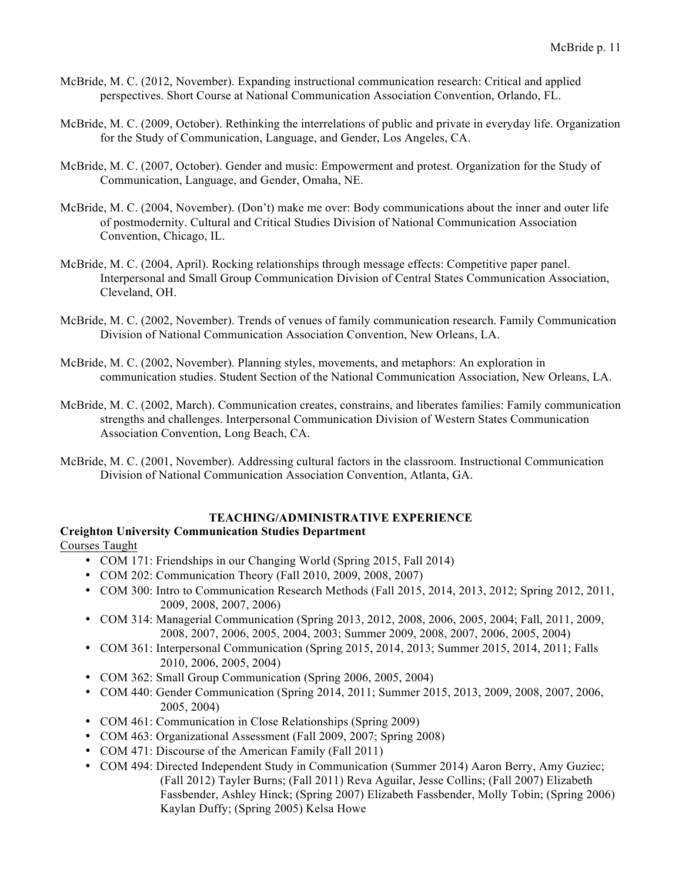McBride, M. C. (2012, November). Expanding instructional communication research: Critical and applied perspectives. Short Course at National Communication Association Convention, Orlando, FL.

McBride, M. C. (2009, October). Rethinking the interrelations of public and private in everyday life. Organization for the Study of Communication, Language, and Gender, Los Angeles, CA.

McBride, M. C. (2007, October). Gender and music: Empowerment and protest. Organization for the Study of Communication, Language, and Gender, Omaha, NE.

McBride, M. C. (2004, November). (Don't) make me over: Body communications about the inner and outer life of postmodernity. Cultural and Critical Studies Division of National Communication Association Convention, Chicago, IL.

McBride, M. C. (2004, April). Rocking relationships through message effects: Competitive paper panel. Interpersonal and Small Group Communication Division of Central States Communication Association, Cleveland, OH.

McBride, M. C. (2002, November). Trends of venues of family communication research. Family Communication Division of National Communication Association Convention, New Orleans, LA.

McBride, M. C. (2002, November). Planning styles, movements, and metaphors: An exploration in communication studies. Student Section of the National Communication Association, New Orleans, LA.

McBride, M. C. (2002, March). Communication creates, constrains, and liberates families: Family communication strengths and challenges. Interpersonal Communication Division of Western States Communication Association Convention, Long Beach, CA.

McBride, M. C. (2001, November). Addressing cultural factors in the classroom. Instructional Communication Division of National Communication Association Convention, Atlanta, GA.

## TEACHING/ADMINISTRATIVE EXPERIENCE

**Creighton University Communication Studies Department**

Courses Taught

- COM 171: Friendships in our Changing World (Spring 2015, Fall 2014)
- COM 202: Communication Theory (Fall 2010, 2009, 2008, 2007)
- COM 300: Intro to Communication Research Methods (Fall 2015, 2014, 2013, 2012; Spring 2012, 2011, 2009, 2008, 2007, 2006)
- COM 314: Managerial Communication (Spring 2013, 2012, 2008, 2006, 2005, 2004; Fall, 2011, 2009, 2008, 2007, 2006, 2005, 2004, 2003; Summer 2009, 2008, 2007, 2006, 2005, 2004)
- COM 361: Interpersonal Communication (Spring 2015, 2014, 2013; Summer 2015, 2014, 2011; Falls 2010, 2006, 2005, 2004)
- COM 362: Small Group Communication (Spring 2006, 2005, 2004)
- COM 440: Gender Communication (Spring 2014, 2011; Summer 2015, 2013, 2009, 2008, 2007, 2006, 2005, 2004)
- COM 461: Communication in Close Relationships (Spring 2009)
- COM 463: Organizational Assessment (Fall 2009, 2007; Spring 2008)
- COM 471: Discourse of the American Family (Fall 2011)
- COM 494: Directed Independent Study in Communication (Summer 2014) Aaron Berry, Amy Guziec; (Fall 2012) Tayler Burns; (Fall 2011) Reva Aguilar, Jesse Collins; (Fall 2007) Elizabeth Fassbender, Ashley Hinck; (Spring 2007) Elizabeth Fassbender, Molly Tobin; (Spring 2006) Kaylan Duffy; (Spring 2005) Kelsa Howe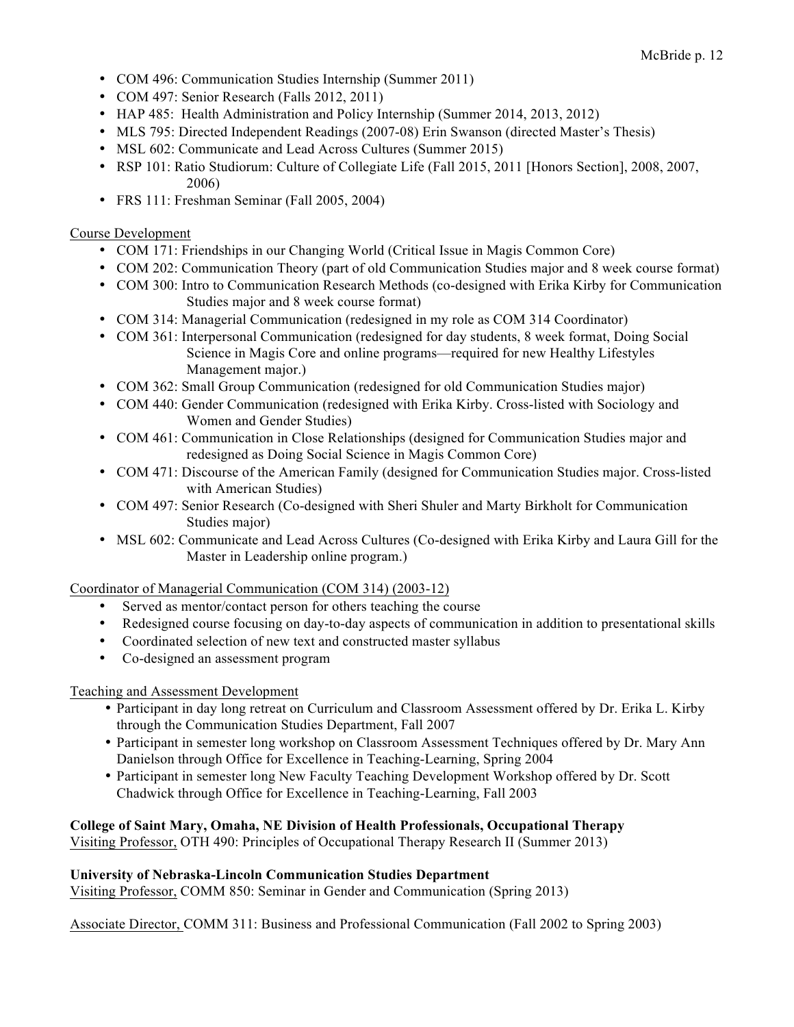- COM 496: Communication Studies Internship (Summer 2011)
- COM 497: Senior Research (Falls 2012, 2011)
- HAP 485: Health Administration and Policy Internship (Summer 2014, 2013, 2012)
- MLS 795: Directed Independent Readings (2007-08) Erin Swanson (directed Master's Thesis)
- MSL 602: Communicate and Lead Across Cultures (Summer 2015)
- RSP 101: Ratio Studiorum: Culture of Collegiate Life (Fall 2015, 2011 [Honors Section], 2008, 2007, 2006)
- FRS 111: Freshman Seminar (Fall 2005, 2004)

<u>Course Development</u>

- COM 171: Friendships in our Changing World (Critical Issue in Magis Common Core)
- COM 202: Communication Theory (part of old Communication Studies major and 8 week course format)
- COM 300: Intro to Communication Research Methods (co-designed with Erika Kirby for Communication Studies major and 8 week course format)
- COM 314: Managerial Communication (redesigned in my role as COM 314 Coordinator)
- COM 361: Interpersonal Communication (redesigned for day students, 8 week format, Doing Social Science in Magis Core and online programs—required for new Healthy Lifestyles Management major.)
- COM 362: Small Group Communication (redesigned for old Communication Studies major)
- COM 440: Gender Communication (redesigned with Erika Kirby. Cross-listed with Sociology and Women and Gender Studies)
- COM 461: Communication in Close Relationships (designed for Communication Studies major and redesigned as Doing Social Science in Magis Common Core)
- COM 471: Discourse of the American Family (designed for Communication Studies major. Cross-listed with American Studies)
- COM 497: Senior Research (Co-designed with Sheri Shuler and Marty Birkholt for Communication Studies major)
- MSL 602: Communicate and Lead Across Cultures (Co-designed with Erika Kirby and Laura Gill for the Master in Leadership online program.)

<u>Coordinator of Managerial Communication (COM 314) (2003-12)</u>

- Served as mentor/contact person for others teaching the course
- Redesigned course focusing on day-to-day aspects of communication in addition to presentational skills
- Coordinated selection of new text and constructed master syllabus
- Co-designed an assessment program

<u>Teaching and Assessment Development</u>

- Participant in day long retreat on Curriculum and Classroom Assessment offered by Dr. Erika L. Kirby through the Communication Studies Department, Fall 2007
- Participant in semester long workshop on Classroom Assessment Techniques offered by Dr. Mary Ann Danielson through Office for Excellence in Teaching-Learning, Spring 2004
- Participant in semester long New Faculty Teaching Development Workshop offered by Dr. Scott Chadwick through Office for Excellence in Teaching-Learning, Fall 2003

**College of Saint Mary, Omaha, NE Division of Health Professionals, Occupational Therapy**
<u>Visiting Professor,</u> OTH 490: Principles of Occupational Therapy Research II (Summer 2013)

**University of Nebraska-Lincoln Communication Studies Department**
<u>Visiting Professor,</u> COMM 850: Seminar in Gender and Communication (Spring 2013)

<u>Associate Director,</u> COMM 311: Business and Professional Communication (Fall 2002 to Spring 2003)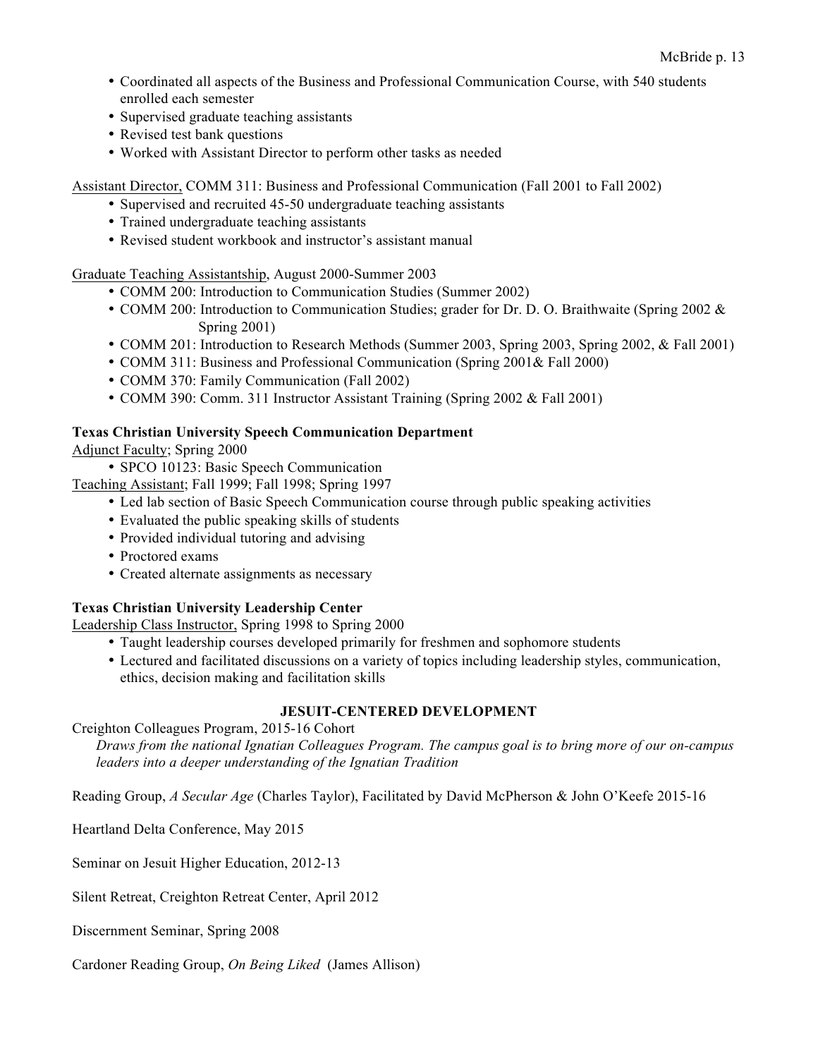- Coordinated all aspects of the Business and Professional Communication Course, with 540 students enrolled each semester
- Supervised graduate teaching assistants
- Revised test bank questions
- Worked with Assistant Director to perform other tasks as needed

Assistant Director, COMM 311: Business and Professional Communication (Fall 2001 to Fall 2002)

- Supervised and recruited 45-50 undergraduate teaching assistants
- Trained undergraduate teaching assistants
- Revised student workbook and instructor's assistant manual

Graduate Teaching Assistantship, August 2000-Summer 2003

- COMM 200: Introduction to Communication Studies (Summer 2002)
- COMM 200: Introduction to Communication Studies; grader for Dr. D. O. Braithwaite (Spring 2002 & Spring 2001)
- COMM 201: Introduction to Research Methods (Summer 2003, Spring 2003, Spring 2002, & Fall 2001)
- COMM 311: Business and Professional Communication (Spring 2001& Fall 2000)
- COMM 370: Family Communication (Fall 2002)
- COMM 390: Comm. 311 Instructor Assistant Training (Spring 2002 & Fall 2001)

**Texas Christian University Speech Communication Department**

Adjunct Faculty; Spring 2000

- SPCO 10123: Basic Speech Communication

Teaching Assistant; Fall 1999; Fall 1998; Spring 1997

- Led lab section of Basic Speech Communication course through public speaking activities
- Evaluated the public speaking skills of students
- Provided individual tutoring and advising
- Proctored exams
- Created alternate assignments as necessary

**Texas Christian University Leadership Center**

Leadership Class Instructor, Spring 1998 to Spring 2000

- Taught leadership courses developed primarily for freshmen and sophomore students
- Lectured and facilitated discussions on a variety of topics including leadership styles, communication, ethics, decision making and facilitation skills

## JESUIT-CENTERED DEVELOPMENT

Creighton Colleagues Program, 2015-16 Cohort

*Draws from the national Ignatian Colleagues Program. The campus goal is to bring more of our on-campus leaders into a deeper understanding of the Ignatian Tradition*

Reading Group, *A Secular Age* (Charles Taylor), Facilitated by David McPherson & John O'Keefe 2015-16

Heartland Delta Conference, May 2015

Seminar on Jesuit Higher Education, 2012-13

Silent Retreat, Creighton Retreat Center, April 2012

Discernment Seminar, Spring 2008

Cardoner Reading Group, *On Being Liked* (James Allison)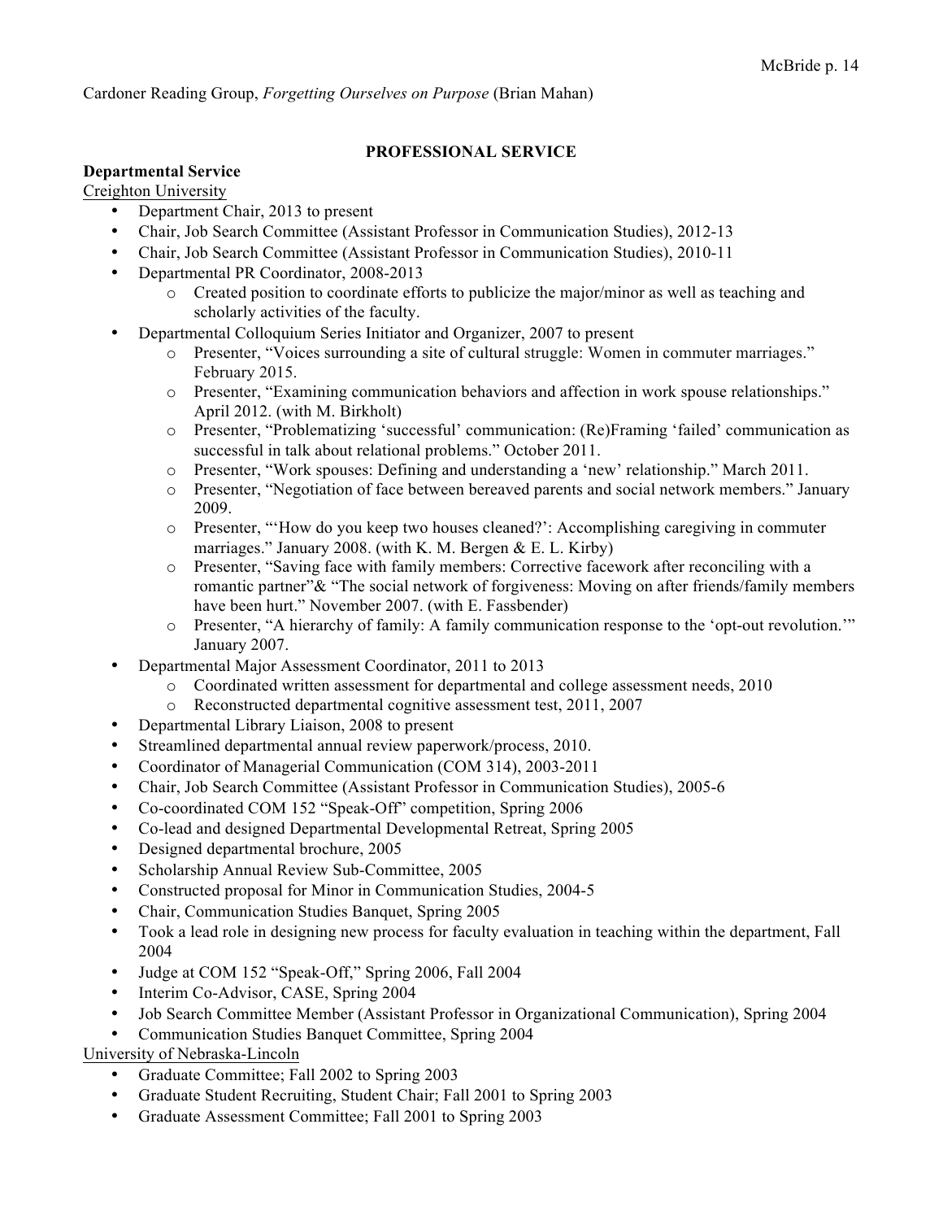Cardoner Reading Group, *Forgetting Ourselves on Purpose* (Brian Mahan)

## PROFESSIONAL SERVICE

### Departmental Service

Creighton University

- Department Chair, 2013 to present
- Chair, Job Search Committee (Assistant Professor in Communication Studies), 2012-13
- Chair, Job Search Committee (Assistant Professor in Communication Studies), 2010-11
- Departmental PR Coordinator, 2008-2013
  - Created position to coordinate efforts to publicize the major/minor as well as teaching and scholarly activities of the faculty.
- Departmental Colloquium Series Initiator and Organizer, 2007 to present
  - Presenter, "Voices surrounding a site of cultural struggle: Women in commuter marriages." February 2015.
  - Presenter, "Examining communication behaviors and affection in work spouse relationships." April 2012. (with M. Birkholt)
  - Presenter, "Problematizing 'successful' communication: (Re)Framing 'failed' communication as successful in talk about relational problems." October 2011.
  - Presenter, "Work spouses: Defining and understanding a 'new' relationship." March 2011.
  - Presenter, "Negotiation of face between bereaved parents and social network members." January 2009.
  - Presenter, "'How do you keep two houses cleaned?': Accomplishing caregiving in commuter marriages." January 2008. (with K. M. Bergen & E. L. Kirby)
  - Presenter, "Saving face with family members: Corrective facework after reconciling with a romantic partner"& "The social network of forgiveness: Moving on after friends/family members have been hurt." November 2007. (with E. Fassbender)
  - Presenter, "A hierarchy of family: A family communication response to the 'opt-out revolution.'" January 2007.
- Departmental Major Assessment Coordinator, 2011 to 2013
  - Coordinated written assessment for departmental and college assessment needs, 2010
  - Reconstructed departmental cognitive assessment test, 2011, 2007
- Departmental Library Liaison, 2008 to present
- Streamlined departmental annual review paperwork/process, 2010.
- Coordinator of Managerial Communication (COM 314), 2003-2011
- Chair, Job Search Committee (Assistant Professor in Communication Studies), 2005-6
- Co-coordinated COM 152 "Speak-Off" competition, Spring 2006
- Co-lead and designed Departmental Developmental Retreat, Spring 2005
- Designed departmental brochure, 2005
- Scholarship Annual Review Sub-Committee, 2005
- Constructed proposal for Minor in Communication Studies, 2004-5
- Chair, Communication Studies Banquet, Spring 2005
- Took a lead role in designing new process for faculty evaluation in teaching within the department, Fall 2004
- Judge at COM 152 "Speak-Off," Spring 2006, Fall 2004
- Interim Co-Advisor, CASE, Spring 2004
- Job Search Committee Member (Assistant Professor in Organizational Communication), Spring 2004
- Communication Studies Banquet Committee, Spring 2004

University of Nebraska-Lincoln

- Graduate Committee; Fall 2002 to Spring 2003
- Graduate Student Recruiting, Student Chair; Fall 2001 to Spring 2003
- Graduate Assessment Committee; Fall 2001 to Spring 2003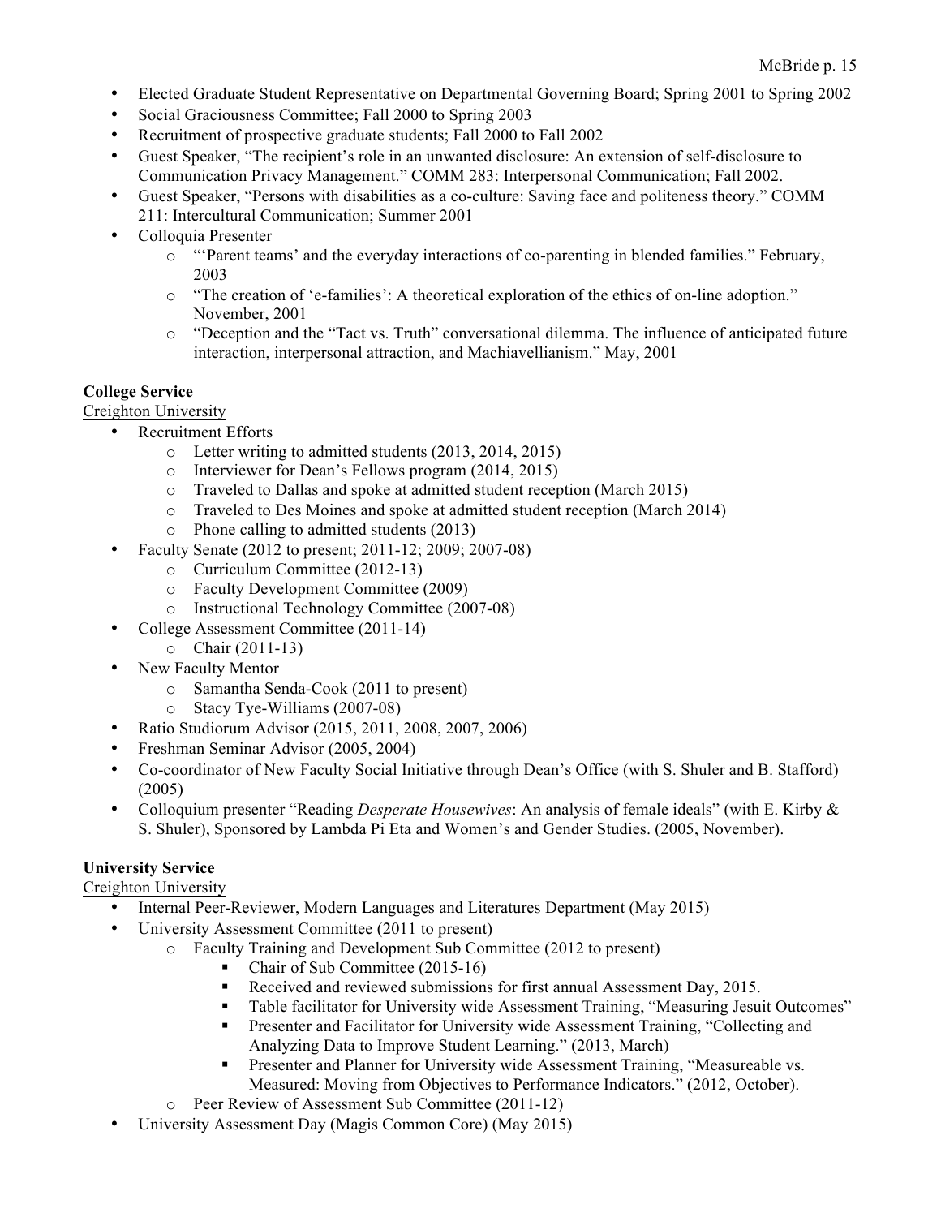- Elected Graduate Student Representative on Departmental Governing Board; Spring 2001 to Spring 2002
- Social Graciousness Committee; Fall 2000 to Spring 2003
- Recruitment of prospective graduate students; Fall 2000 to Fall 2002
- Guest Speaker, "The recipient's role in an unwanted disclosure: An extension of self-disclosure to Communication Privacy Management." COMM 283: Interpersonal Communication; Fall 2002.
- Guest Speaker, "Persons with disabilities as a co-culture: Saving face and politeness theory." COMM 211: Intercultural Communication; Summer 2001
- Colloquia Presenter
  - "'Parent teams' and the everyday interactions of co-parenting in blended families." February, 2003
  - "The creation of 'e-families': A theoretical exploration of the ethics of on-line adoption." November, 2001
  - "Deception and the "Tact vs. Truth" conversational dilemma. The influence of anticipated future interaction, interpersonal attraction, and Machiavellianism." May, 2001

**College Service**

Creighton University

- Recruitment Efforts
  - Letter writing to admitted students (2013, 2014, 2015)
  - Interviewer for Dean's Fellows program (2014, 2015)
  - Traveled to Dallas and spoke at admitted student reception (March 2015)
  - Traveled to Des Moines and spoke at admitted student reception (March 2014)
  - Phone calling to admitted students (2013)
- Faculty Senate (2012 to present; 2011-12; 2009; 2007-08)
  - Curriculum Committee (2012-13)
  - Faculty Development Committee (2009)
  - Instructional Technology Committee (2007-08)
- College Assessment Committee (2011-14)
  - Chair (2011-13)
- New Faculty Mentor
  - Samantha Senda-Cook (2011 to present)
  - Stacy Tye-Williams (2007-08)
- Ratio Studiorum Advisor (2015, 2011, 2008, 2007, 2006)
- Freshman Seminar Advisor (2005, 2004)
- Co-coordinator of New Faculty Social Initiative through Dean's Office (with S. Shuler and B. Stafford) (2005)
- Colloquium presenter "Reading *Desperate Housewives*: An analysis of female ideals" (with E. Kirby & S. Shuler), Sponsored by Lambda Pi Eta and Women's and Gender Studies. (2005, November).

**University Service**

Creighton University

- Internal Peer-Reviewer, Modern Languages and Literatures Department (May 2015)
- University Assessment Committee (2011 to present)
  - Faculty Training and Development Sub Committee (2012 to present)
    - Chair of Sub Committee (2015-16)
    - Received and reviewed submissions for first annual Assessment Day, 2015.
    - Table facilitator for University wide Assessment Training, "Measuring Jesuit Outcomes"
    - Presenter and Facilitator for University wide Assessment Training, "Collecting and Analyzing Data to Improve Student Learning." (2013, March)
    - Presenter and Planner for University wide Assessment Training, "Measureable vs. Measured: Moving from Objectives to Performance Indicators." (2012, October).
  - Peer Review of Assessment Sub Committee (2011-12)
- University Assessment Day (Magis Common Core) (May 2015)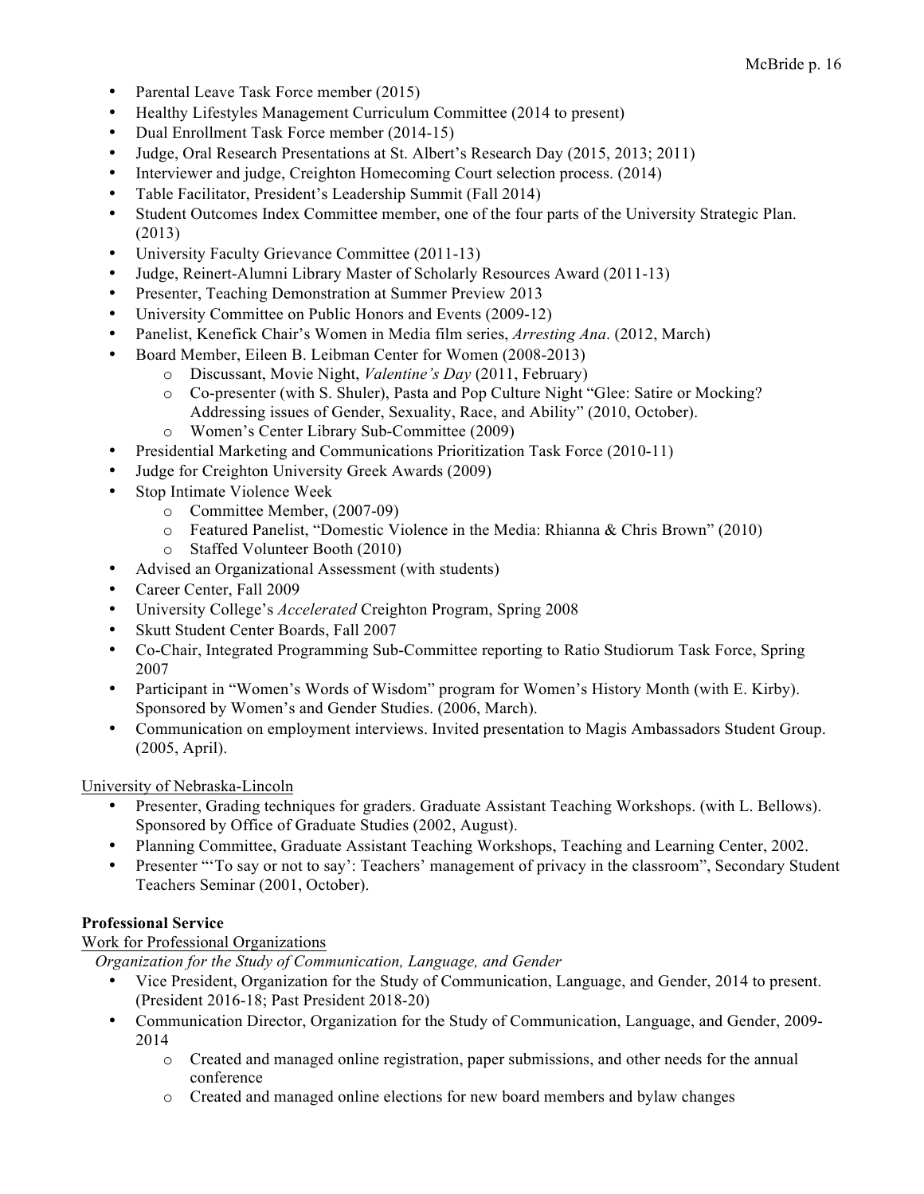- Parental Leave Task Force member (2015)
- Healthy Lifestyles Management Curriculum Committee (2014 to present)
- Dual Enrollment Task Force member (2014-15)
- Judge, Oral Research Presentations at St. Albert's Research Day (2015, 2013; 2011)
- Interviewer and judge, Creighton Homecoming Court selection process. (2014)
- Table Facilitator, President's Leadership Summit (Fall 2014)
- Student Outcomes Index Committee member, one of the four parts of the University Strategic Plan. (2013)
- University Faculty Grievance Committee (2011-13)
- Judge, Reinert-Alumni Library Master of Scholarly Resources Award (2011-13)
- Presenter, Teaching Demonstration at Summer Preview 2013
- University Committee on Public Honors and Events (2009-12)
- Panelist, Kenefick Chair's Women in Media film series, *Arresting Ana*. (2012, March)
- Board Member, Eileen B. Leibman Center for Women (2008-2013)
  - Discussant, Movie Night, *Valentine's Day* (2011, February)
  - Co-presenter (with S. Shuler), Pasta and Pop Culture Night "Glee: Satire or Mocking? Addressing issues of Gender, Sexuality, Race, and Ability" (2010, October).
  - Women's Center Library Sub-Committee (2009)
- Presidential Marketing and Communications Prioritization Task Force (2010-11)
- Judge for Creighton University Greek Awards (2009)
- Stop Intimate Violence Week
  - Committee Member, (2007-09)
  - Featured Panelist, "Domestic Violence in the Media: Rhianna & Chris Brown" (2010)
  - Staffed Volunteer Booth (2010)
- Advised an Organizational Assessment (with students)
- Career Center, Fall 2009
- University College's *Accelerated* Creighton Program, Spring 2008
- Skutt Student Center Boards, Fall 2007
- Co-Chair, Integrated Programming Sub-Committee reporting to Ratio Studiorum Task Force, Spring 2007
- Participant in "Women's Words of Wisdom" program for Women's History Month (with E. Kirby). Sponsored by Women's and Gender Studies. (2006, March).
- Communication on employment interviews. Invited presentation to Magis Ambassadors Student Group. (2005, April).

<u>University of Nebraska-Lincoln</u>

- Presenter, Grading techniques for graders. Graduate Assistant Teaching Workshops. (with L. Bellows). Sponsored by Office of Graduate Studies (2002, August).
- Planning Committee, Graduate Assistant Teaching Workshops, Teaching and Learning Center, 2002.
- Presenter "'To say or not to say': Teachers' management of privacy in the classroom", Secondary Student Teachers Seminar (2001, October).

**Professional Service**

<u>Work for Professional Organizations</u>

*Organization for the Study of Communication, Language, and Gender*

- Vice President, Organization for the Study of Communication, Language, and Gender, 2014 to present. (President 2016-18; Past President 2018-20)
- Communication Director, Organization for the Study of Communication, Language, and Gender, 2009-2014
  - Created and managed online registration, paper submissions, and other needs for the annual conference
  - Created and managed online elections for new board members and bylaw changes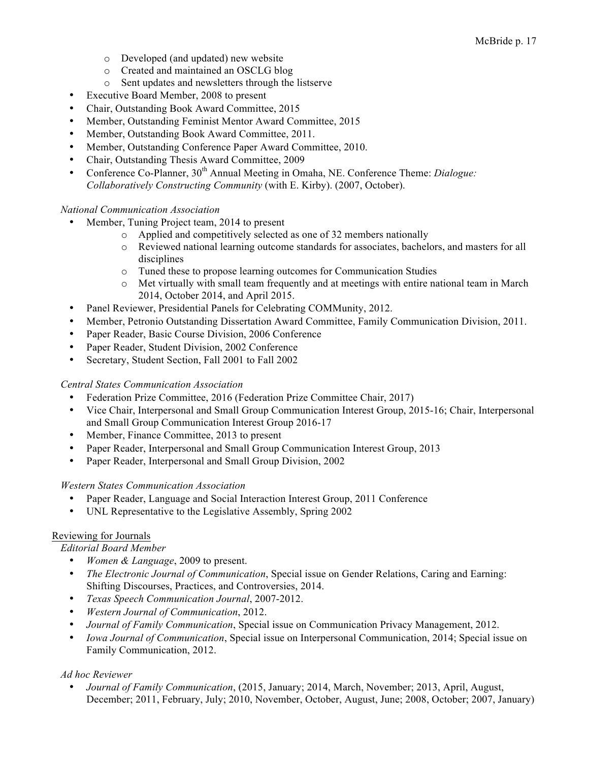- Developed (and updated) new website
   - Created and maintained an OSCLG blog
   - Sent updates and newsletters through the listserve
- Executive Board Member, 2008 to present
- Chair, Outstanding Book Award Committee, 2015
- Member, Outstanding Feminist Mentor Award Committee, 2015
- Member, Outstanding Book Award Committee, 2011.
- Member, Outstanding Conference Paper Award Committee, 2010.
- Chair, Outstanding Thesis Award Committee, 2009
- Conference Co-Planner, 30th Annual Meeting in Omaha, NE. Conference Theme: *Dialogue: Collaboratively Constructing Community* (with E. Kirby). (2007, October).

*National Communication Association*

- Member, Tuning Project team, 2014 to present
   - Applied and competitively selected as one of 32 members nationally
   - Reviewed national learning outcome standards for associates, bachelors, and masters for all disciplines
   - Tuned these to propose learning outcomes for Communication Studies
   - Met virtually with small team frequently and at meetings with entire national team in March 2014, October 2014, and April 2015.
- Panel Reviewer, Presidential Panels for Celebrating COMMunity, 2012.
- Member, Petronio Outstanding Dissertation Award Committee, Family Communication Division, 2011.
- Paper Reader, Basic Course Division, 2006 Conference
- Paper Reader, Student Division, 2002 Conference
- Secretary, Student Section, Fall 2001 to Fall 2002

*Central States Communication Association*

- Federation Prize Committee, 2016 (Federation Prize Committee Chair, 2017)
- Vice Chair, Interpersonal and Small Group Communication Interest Group, 2015-16; Chair, Interpersonal and Small Group Communication Interest Group 2016-17
- Member, Finance Committee, 2013 to present
- Paper Reader, Interpersonal and Small Group Communication Interest Group, 2013
- Paper Reader, Interpersonal and Small Group Division, 2002

*Western States Communication Association*

- Paper Reader, Language and Social Interaction Interest Group, 2011 Conference
- UNL Representative to the Legislative Assembly, Spring 2002

<u>Reviewing for Journals</u>

*Editorial Board Member*

- *Women & Language*, 2009 to present.
- *The Electronic Journal of Communication*, Special issue on Gender Relations, Caring and Earning: Shifting Discourses, Practices, and Controversies, 2014.
- *Texas Speech Communication Journal*, 2007-2012.
- *Western Journal of Communication*, 2012.
- *Journal of Family Communication*, Special issue on Communication Privacy Management, 2012.
- *Iowa Journal of Communication*, Special issue on Interpersonal Communication, 2014; Special issue on Family Communication, 2012.

*Ad hoc Reviewer*

- *Journal of Family Communication*, (2015, January; 2014, March, November; 2013, April, August, December; 2011, February, July; 2010, November, October, August, June; 2008, October; 2007, January)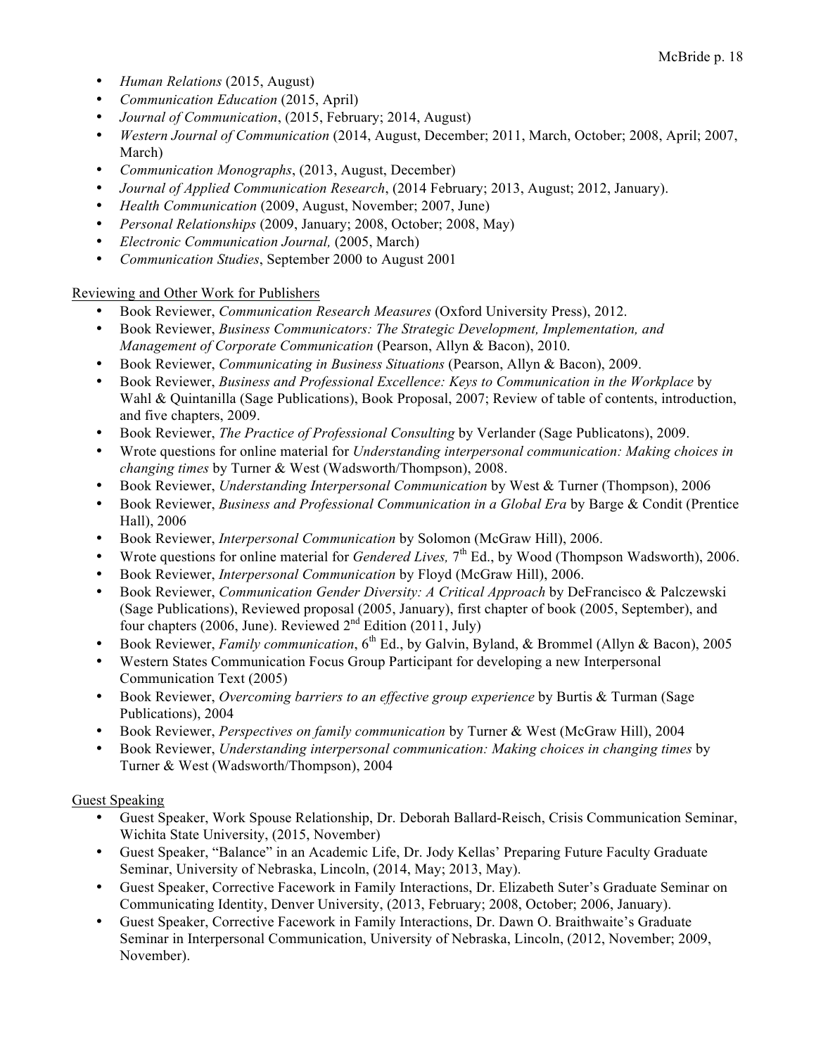- *Human Relations* (2015, August)
- *Communication Education* (2015, April)
- *Journal of Communication*, (2015, February; 2014, August)
- *Western Journal of Communication* (2014, August, December; 2011, March, October; 2008, April; 2007, March)
- *Communication Monographs*, (2013, August, December)
- *Journal of Applied Communication Research*, (2014 February; 2013, August; 2012, January).
- *Health Communication* (2009, August, November; 2007, June)
- *Personal Relationships* (2009, January; 2008, October; 2008, May)
- *Electronic Communication Journal,* (2005, March)
- *Communication Studies*, September 2000 to August 2001

Reviewing and Other Work for Publishers

- Book Reviewer, *Communication Research Measures* (Oxford University Press), 2012.
- Book Reviewer, *Business Communicators: The Strategic Development, Implementation, and Management of Corporate Communication* (Pearson, Allyn & Bacon), 2010.
- Book Reviewer, *Communicating in Business Situations* (Pearson, Allyn & Bacon), 2009.
- Book Reviewer, *Business and Professional Excellence: Keys to Communication in the Workplace* by Wahl & Quintanilla (Sage Publications), Book Proposal, 2007; Review of table of contents, introduction, and five chapters, 2009.
- Book Reviewer, *The Practice of Professional Consulting* by Verlander (Sage Publicatons), 2009.
- Wrote questions for online material for *Understanding interpersonal communication: Making choices in changing times* by Turner & West (Wadsworth/Thompson), 2008.
- Book Reviewer, *Understanding Interpersonal Communication* by West & Turner (Thompson), 2006
- Book Reviewer, *Business and Professional Communication in a Global Era* by Barge & Condit (Prentice Hall), 2006
- Book Reviewer, *Interpersonal Communication* by Solomon (McGraw Hill), 2006.
- Wrote questions for online material for *Gendered Lives,* 7th Ed., by Wood (Thompson Wadsworth), 2006.
- Book Reviewer, *Interpersonal Communication* by Floyd (McGraw Hill), 2006.
- Book Reviewer, *Communication Gender Diversity: A Critical Approach* by DeFrancisco & Palczewski (Sage Publications), Reviewed proposal (2005, January), first chapter of book (2005, September), and four chapters (2006, June). Reviewed 2nd Edition (2011, July)
- Book Reviewer, *Family communication*, 6th Ed., by Galvin, Byland, & Brommel (Allyn & Bacon), 2005
- Western States Communication Focus Group Participant for developing a new Interpersonal Communication Text (2005)
- Book Reviewer, *Overcoming barriers to an effective group experience* by Burtis & Turman (Sage Publications), 2004
- Book Reviewer, *Perspectives on family communication* by Turner & West (McGraw Hill), 2004
- Book Reviewer, *Understanding interpersonal communication: Making choices in changing times* by Turner & West (Wadsworth/Thompson), 2004

Guest Speaking

- Guest Speaker, Work Spouse Relationship, Dr. Deborah Ballard-Reisch, Crisis Communication Seminar, Wichita State University, (2015, November)
- Guest Speaker, "Balance" in an Academic Life, Dr. Jody Kellas' Preparing Future Faculty Graduate Seminar, University of Nebraska, Lincoln, (2014, May; 2013, May).
- Guest Speaker, Corrective Facework in Family Interactions, Dr. Elizabeth Suter's Graduate Seminar on Communicating Identity, Denver University, (2013, February; 2008, October; 2006, January).
- Guest Speaker, Corrective Facework in Family Interactions, Dr. Dawn O. Braithwaite's Graduate Seminar in Interpersonal Communication, University of Nebraska, Lincoln, (2012, November; 2009, November).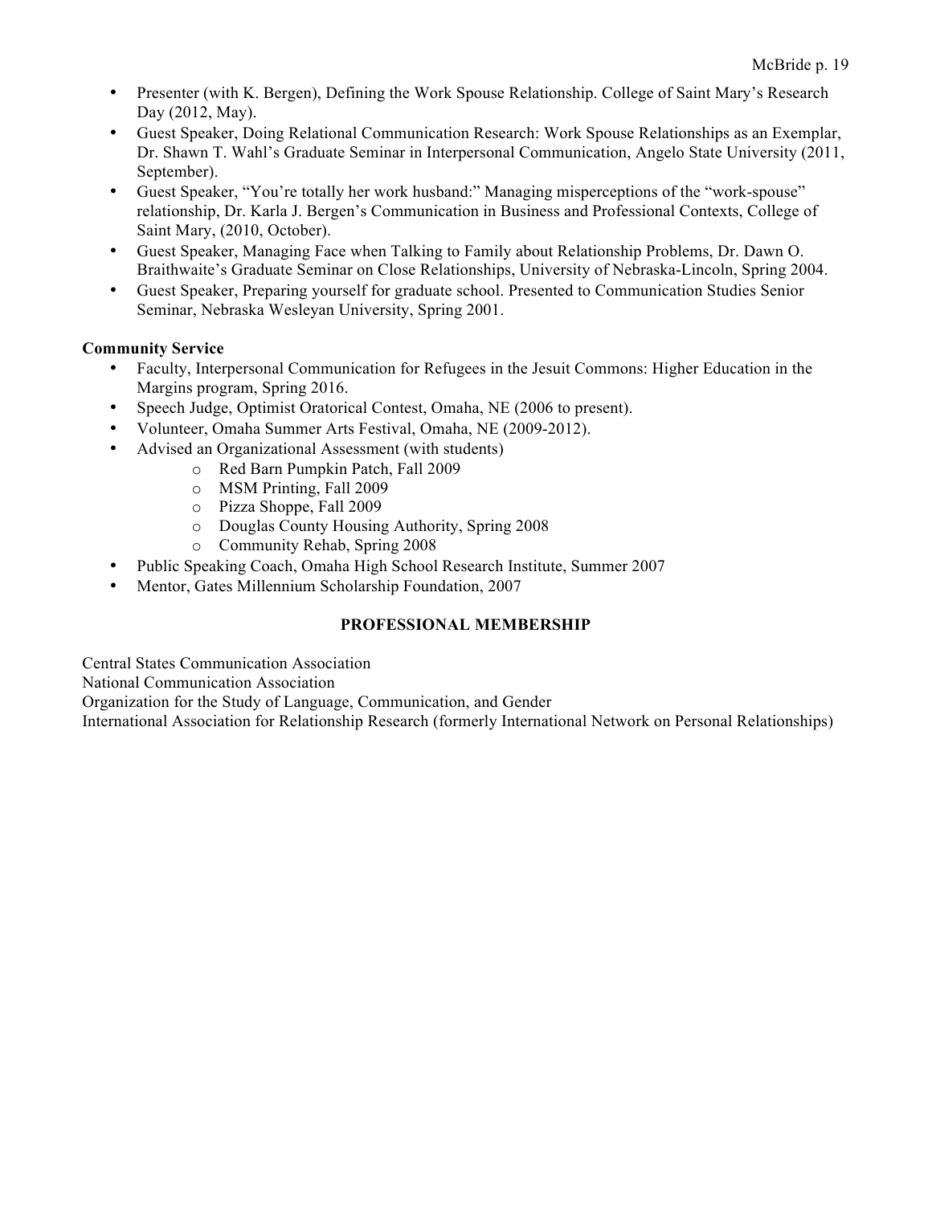- Presenter (with K. Bergen), Defining the Work Spouse Relationship. College of Saint Mary's Research Day (2012, May).
- Guest Speaker, Doing Relational Communication Research: Work Spouse Relationships as an Exemplar, Dr. Shawn T. Wahl's Graduate Seminar in Interpersonal Communication, Angelo State University (2011, September).
- Guest Speaker, "You're totally her work husband:" Managing misperceptions of the "work-spouse" relationship, Dr. Karla J. Bergen's Communication in Business and Professional Contexts, College of Saint Mary, (2010, October).
- Guest Speaker, Managing Face when Talking to Family about Relationship Problems, Dr. Dawn O. Braithwaite's Graduate Seminar on Close Relationships, University of Nebraska-Lincoln, Spring 2004.
- Guest Speaker, Preparing yourself for graduate school. Presented to Communication Studies Senior Seminar, Nebraska Wesleyan University, Spring 2001.

**Community Service**

- Faculty, Interpersonal Communication for Refugees in the Jesuit Commons: Higher Education in the Margins program, Spring 2016.
- Speech Judge, Optimist Oratorical Contest, Omaha, NE (2006 to present).
- Volunteer, Omaha Summer Arts Festival, Omaha, NE (2009-2012).
- Advised an Organizational Assessment (with students)
    - Red Barn Pumpkin Patch, Fall 2009
    - MSM Printing, Fall 2009
    - Pizza Shoppe, Fall 2009
    - Douglas County Housing Authority, Spring 2008
    - Community Rehab, Spring 2008
- Public Speaking Coach, Omaha High School Research Institute, Summer 2007
- Mentor, Gates Millennium Scholarship Foundation, 2007

## PROFESSIONAL MEMBERSHIP

Central States Communication Association
National Communication Association
Organization for the Study of Language, Communication, and Gender
International Association for Relationship Research (formerly International Network on Personal Relationships)